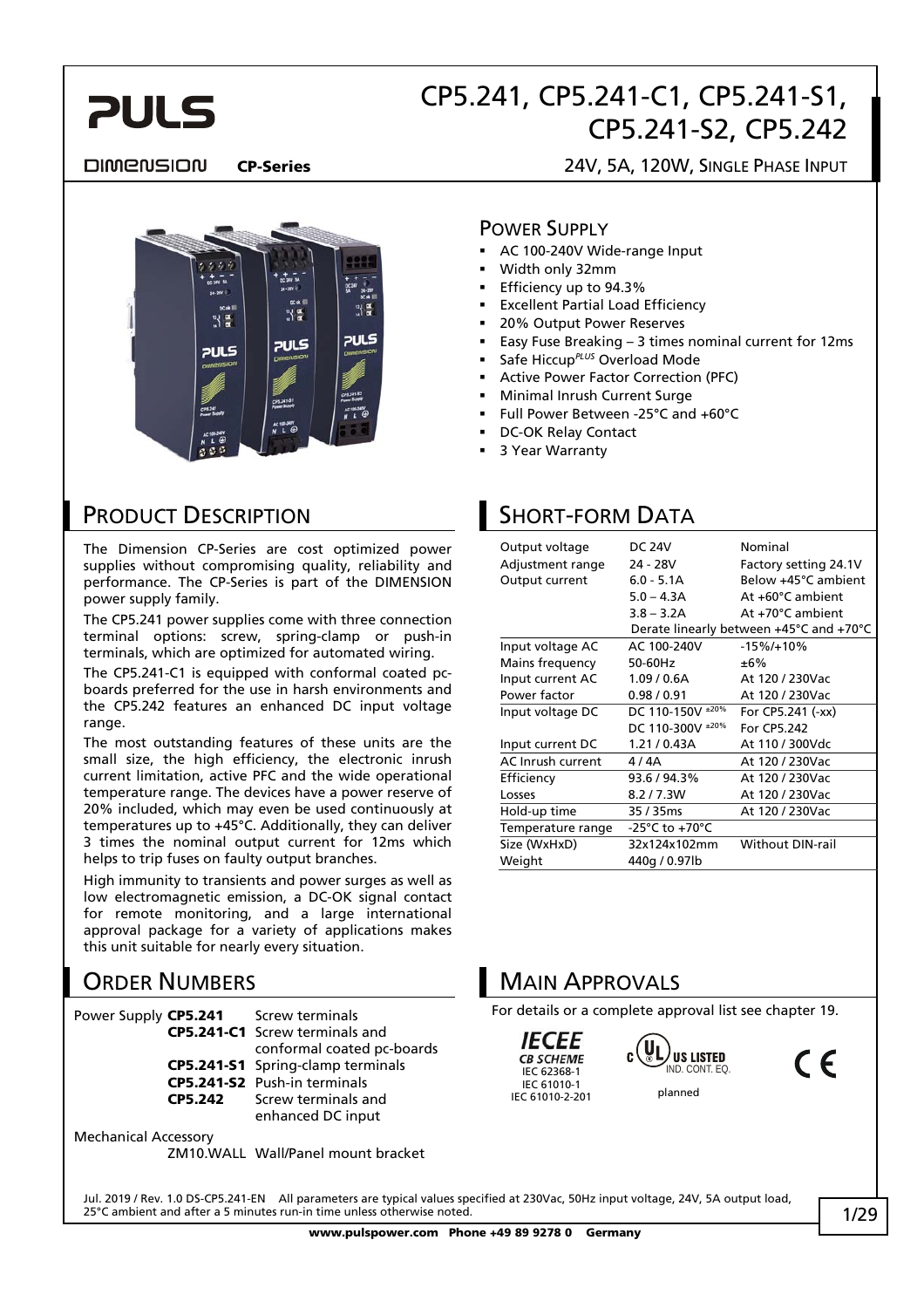# CP5.241, CP5.241-C1, CP5.241-S1, CP5.241-S2, CP5.242

**DIMENSION** **CP-Series** 24V, 5A, 120W, SINGLE PHASE INPUT

## POWER SUPPLY

- AC 100-240V Wide-range Input
- Width only 32mm
- Efficiency up to 94.3%
- Excellent Partial Load Efficiency
- 20% Output Power Reserves
- Easy Fuse Breaking – 3 times nominal current for 12ms
- Safe Hiccup*PLUS* Overload Mode
- Active Power Factor Correction (PFC)
- Minimal Inrush Current Surge
- Full Power Between -25°C and +60°C
- DC-OK Relay Contact
- 3 Year Warranty

## PRODUCT DESCRIPTION

The Dimension CP-Series are cost optimized power supplies without compromising quality, reliability and performance. The CP-Series is part of the DIMENSION power supply family.

The CP5.241 power supplies come with three connection terminal options: screw, spring-clamp or push-in terminals, which are optimized for automated wiring.

The CP5.241-C1 is equipped with conformal coated pc-boards preferred for the use in harsh environments and the CP5.242 features an enhanced DC input voltage range.

The most outstanding features of these units are the small size, the high efficiency, the electronic inrush current limitation, active PFC and the wide operational temperature range. The devices have a power reserve of 20% included, which may even be used continuously at temperatures up to +45°C. Additionally, they can deliver 3 times the nominal output current for 12ms which helps to trip fuses on faulty output branches.

High immunity to transients and power surges as well as low electromagnetic emission, a DC-OK signal contact for remote monitoring, and a large international approval package for a variety of applications makes this unit suitable for nearly every situation.

## SHORT-FORM DATA

| | | |
|---|---|---|
| Output voltage | DC 24V | Nominal |
| Adjustment range | 24 - 28V | Factory setting 24.1V |
| Output current | 6.0 - 5.1A | Below +45°C ambient |
| | 5.0 – 4.3A | At +60°C ambient |
| | 3.8 – 3.2A | At +70°C ambient |
| | Derate linearly between +45°C and +70°C | |
| Input voltage AC | AC 100-240V | -15%/+10% |
| Mains frequency | 50-60Hz | ±6% |
| Input current AC | 1.09 / 0.6A | At 120 / 230Vac |
| Power factor | 0.98 / 0.91 | At 120 / 230Vac |
| Input voltage DC | DC 110-150V ±20% | For CP5.241 (-xx) |
| | DC 110-300V ±20% | For CP5.242 |
| Input current DC | 1.21 / 0.43A | At 110 / 300Vdc |
| AC Inrush current | 4 / 4A | At 120 / 230Vac |
| Efficiency | 93.6 / 94.3% | At 120 / 230Vac |
| Losses | 8.2 / 7.3W | At 120 / 230Vac |
| Hold-up time | 35 / 35ms | At 120 / 230Vac |
| Temperature range | -25°C to +70°C | |
| Size (WxHxD) | 32x124x102mm | Without DIN-rail |
| Weight | 440g / 0.97lb | |

## ORDER NUMBERS

| | | |
|---|---|---|
| Power Supply | **CP5.241** | Screw terminals |
| | **CP5.241-C1** | Screw terminals and conformal coated pc-boards |
| | **CP5.241-S1** | Spring-clamp terminals |
| | **CP5.241-S2** | Push-in terminals |
| | **CP5.242** | Screw terminals and enhanced DC input |
| Mechanical Accessory | ZM10.WALL | Wall/Panel mount bracket |

## MAIN APPROVALS

For details or a complete approval list see chapter 19.

IECEE CB SCHEME: IEC 62368-1, IEC 61010-1, IEC 61010-2-201

UL US LISTED IND. CONT. EQ. — planned

CE

Jul. 2019 / Rev. 1.0 DS-CP5.241-EN All parameters are typical values specified at 230Vac, 50Hz input voltage, 24V, 5A output load, 25°C ambient and after a 5 minutes run-in time unless otherwise noted.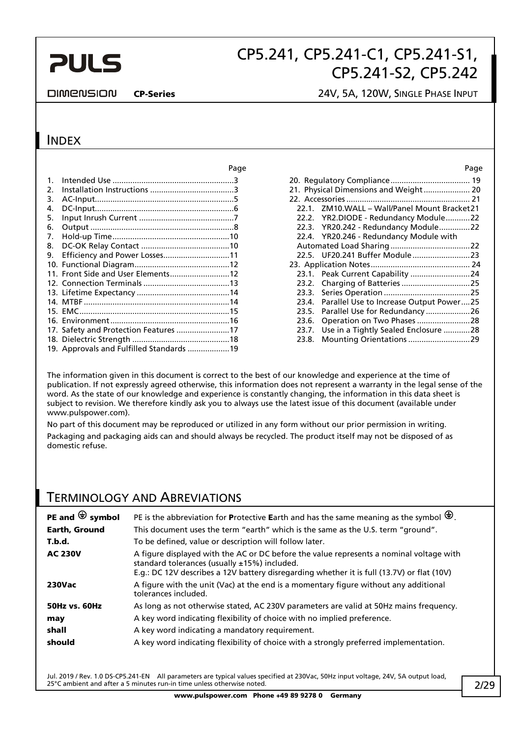## INDEX

| | Page |
|---|---|
| 1. Intended Use | 3 |
| 2. Installation Instructions | 3 |
| 3. AC-Input | 5 |
| 4. DC-Input | 6 |
| 5. Input Inrush Current | 7 |
| 6. Output | 8 |
| 7. Hold-up Time | 10 |
| 8. DC-OK Relay Contact | 10 |
| 9. Efficiency and Power Losses | 11 |
| 10. Functional Diagram | 12 |
| 11. Front Side and User Elements | 12 |
| 12. Connection Terminals | 13 |
| 13. Lifetime Expectancy | 14 |
| 14. MTBF | 14 |
| 15. EMC | 15 |
| 16. Environment | 16 |
| 17. Safety and Protection Features | 17 |
| 18. Dielectric Strength | 18 |
| 19. Approvals and Fulfilled Standards | 19 |
| 20. Regulatory Compliance | 19 |
| 21. Physical Dimensions and Weight | 20 |
| 22. Accessories | 21 |
| 22.1. ZM10.WALL – Wall/Panel Mount Bracket | 21 |
| 22.2. YR2.DIODE - Redundancy Module | 22 |
| 22.3. YR20.242 - Redundancy Module | 22 |
| 22.4. YR20.246 - Redundancy Module with Automated Load Sharing | 22 |
| 22.5. UF20.241 Buffer Module | 23 |
| 23. Application Notes | 24 |
| 23.1. Peak Current Capability | 24 |
| 23.2. Charging of Batteries | 25 |
| 23.3. Series Operation | 25 |
| 23.4. Parallel Use to Increase Output Power | 25 |
| 23.5. Parallel Use for Redundancy | 26 |
| 23.6. Operation on Two Phases | 28 |
| 23.7. Use in a Tightly Sealed Enclosure | 28 |
| 23.8. Mounting Orientations | 29 |

The information given in this document is correct to the best of our knowledge and experience at the time of publication. If not expressly agreed otherwise, this information does not represent a warranty in the legal sense of the word. As the state of our knowledge and experience is constantly changing, the information in this data sheet is subject to revision. We therefore kindly ask you to always use the latest issue of this document (available under www.pulspower.com).

No part of this document may be reproduced or utilized in any form without our prior permission in writing.

Packaging and packaging aids can and should always be recycled. The product itself may not be disposed of as domestic refuse.

## TERMINOLOGY AND ABREVIATIONS

| | |
|---|---|
| **PE and ⏚ symbol** | PE is the abbreviation for **P**rotective **E**arth and has the same meaning as the symbol ⏚. |
| **Earth, Ground** | This document uses the term "earth" which is the same as the U.S. term "ground". |
| **T.b.d.** | To be defined, value or description will follow later. |
| **AC 230V** | A figure displayed with the AC or DC before the value represents a nominal voltage with standard tolerances (usually ±15%) included. E.g.: DC 12V describes a 12V battery disregarding whether it is full (13.7V) or flat (10V) |
| **230Vac** | A figure with the unit (Vac) at the end is a momentary figure without any additional tolerances included. |
| **50Hz vs. 60Hz** | As long as not otherwise stated, AC 230V parameters are valid at 50Hz mains frequency. |
| **may** | A key word indicating flexibility of choice with no implied preference. |
| **shall** | A key word indicating a mandatory requirement. |
| **should** | A key word indicating flexibility of choice with a strongly preferred implementation. |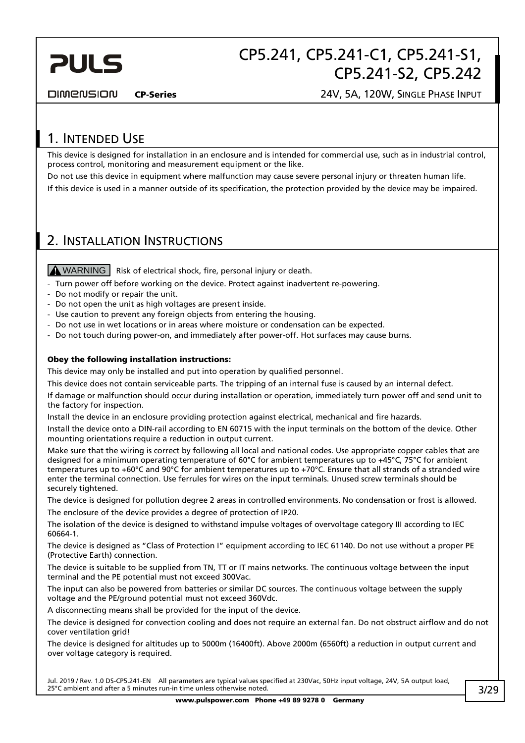# 1. Intended Use

This device is designed for installation in an enclosure and is intended for commercial use, such as in industrial control, process control, monitoring and measurement equipment or the like.

Do not use this device in equipment where malfunction may cause severe personal injury or threaten human life.

If this device is used in a manner outside of its specification, the protection provided by the device may be impaired.

# 2. Installation Instructions

**⚠ WARNING** Risk of electrical shock, fire, personal injury or death.

- Turn power off before working on the device. Protect against inadvertent re-powering.
- Do not modify or repair the unit.
- Do not open the unit as high voltages are present inside.
- Use caution to prevent any foreign objects from entering the housing.
- Do not use in wet locations or in areas where moisture or condensation can be expected.
- Do not touch during power-on, and immediately after power-off. Hot surfaces may cause burns.

**Obey the following installation instructions:**

This device may only be installed and put into operation by qualified personnel.

This device does not contain serviceable parts. The tripping of an internal fuse is caused by an internal defect.

If damage or malfunction should occur during installation or operation, immediately turn power off and send unit to the factory for inspection.

Install the device in an enclosure providing protection against electrical, mechanical and fire hazards.

Install the device onto a DIN-rail according to EN 60715 with the input terminals on the bottom of the device. Other mounting orientations require a reduction in output current.

Make sure that the wiring is correct by following all local and national codes. Use appropriate copper cables that are designed for a minimum operating temperature of 60°C for ambient temperatures up to +45°C, 75°C for ambient temperatures up to +60°C and 90°C for ambient temperatures up to +70°C. Ensure that all strands of a stranded wire enter the terminal connection. Use ferrules for wires on the input terminals. Unused screw terminals should be securely tightened.

The device is designed for pollution degree 2 areas in controlled environments. No condensation or frost is allowed.

The enclosure of the device provides a degree of protection of IP20.

The isolation of the device is designed to withstand impulse voltages of overvoltage category III according to IEC 60664-1.

The device is designed as "Class of Protection I" equipment according to IEC 61140. Do not use without a proper PE (Protective Earth) connection.

The device is suitable to be supplied from TN, TT or IT mains networks. The continuous voltage between the input terminal and the PE potential must not exceed 300Vac.

The input can also be powered from batteries or similar DC sources. The continuous voltage between the supply voltage and the PE/ground potential must not exceed 360Vdc.

A disconnecting means shall be provided for the input of the device.

The device is designed for convection cooling and does not require an external fan. Do not obstruct airflow and do not cover ventilation grid!

The device is designed for altitudes up to 5000m (16400ft). Above 2000m (6560ft) a reduction in output current and over voltage category is required.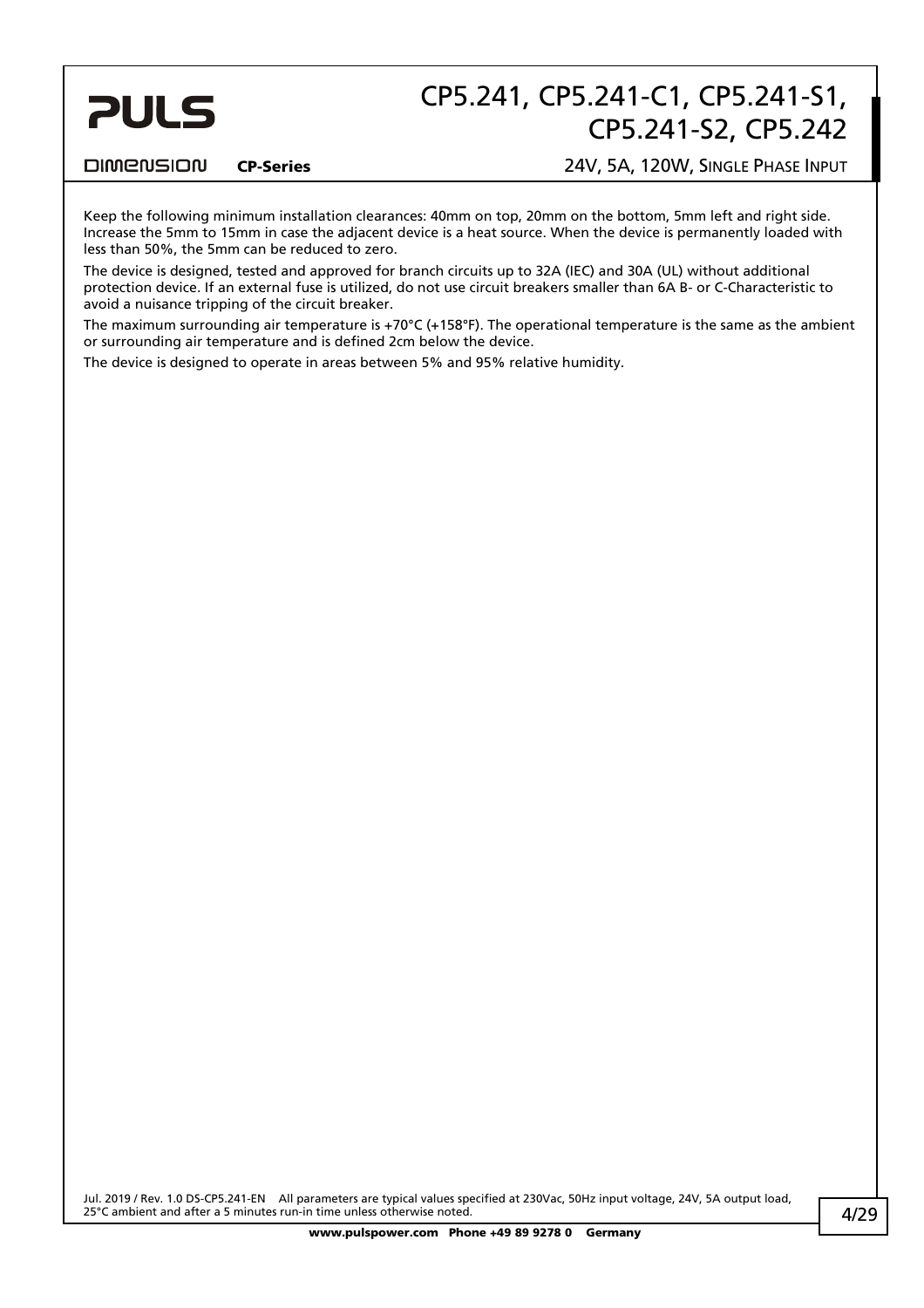Keep the following minimum installation clearances: 40mm on top, 20mm on the bottom, 5mm left and right side. Increase the 5mm to 15mm in case the adjacent device is a heat source. When the device is permanently loaded with less than 50%, the 5mm can be reduced to zero.

The device is designed, tested and approved for branch circuits up to 32A (IEC) and 30A (UL) without additional protection device. If an external fuse is utilized, do not use circuit breakers smaller than 6A B- or C-Characteristic to avoid a nuisance tripping of the circuit breaker.

The maximum surrounding air temperature is +70°C (+158°F). The operational temperature is the same as the ambient or surrounding air temperature and is defined 2cm below the device.

The device is designed to operate in areas between 5% and 95% relative humidity.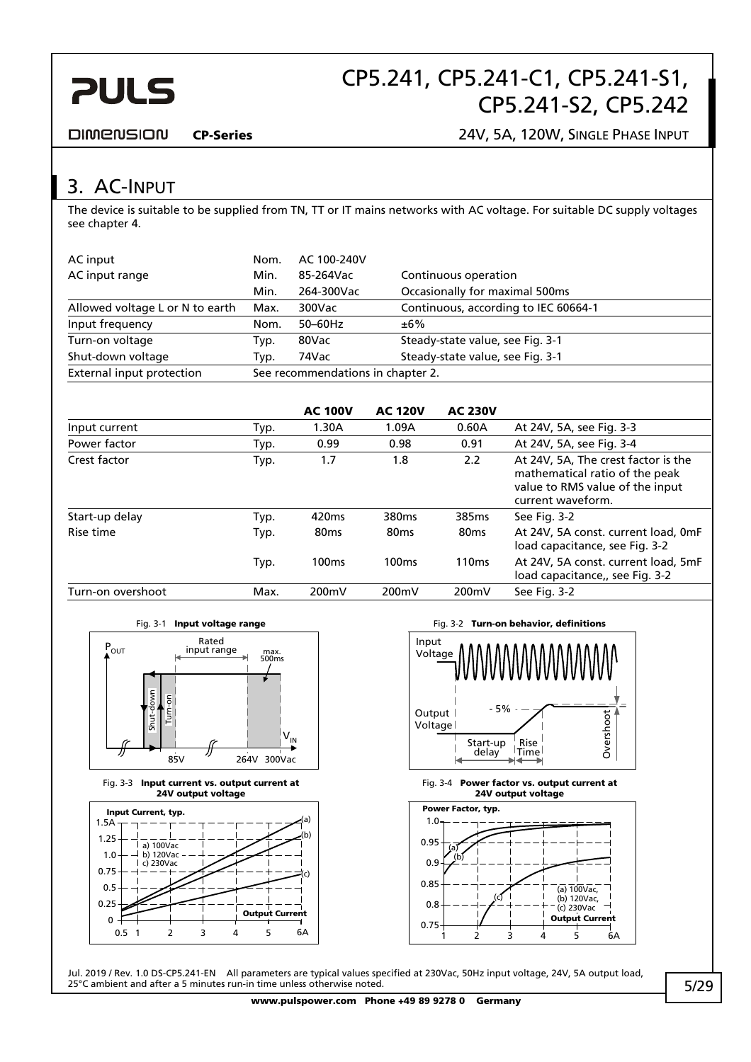## 3. AC-Input

The device is suitable to be supplied from TN, TT or IT mains networks with AC voltage. For suitable DC supply voltages see chapter 4.

| | | | |
|---|---|---|---|
| AC input | Nom. | AC 100-240V | |
| AC input range | Min. | 85-264Vac | Continuous operation |
| | Min. | 264-300Vac | Occasionally for maximal 500ms |
| Allowed voltage L or N to earth | Max. | 300Vac | Continuous, according to IEC 60664-1 |
| Input frequency | Nom. | 50–60Hz | ±6% |
| Turn-on voltage | Typ. | 80Vac | Steady-state value, see Fig. 3-1 |
| Shut-down voltage | Typ. | 74Vac | Steady-state value, see Fig. 3-1 |
| External input protection | See recommendations in chapter 2. | | |

| | | **AC 100V** | **AC 120V** | **AC 230V** | |
|---|---|---|---|---|---|
| Input current | Typ. | 1.30A | 1.09A | 0.60A | At 24V, 5A, see Fig. 3-3 |
| Power factor | Typ. | 0.99 | 0.98 | 0.91 | At 24V, 5A, see Fig. 3-4 |
| Crest factor | Typ. | 1.7 | 1.8 | 2.2 | At 24V, 5A, The crest factor is the mathematical ratio of the peak value to RMS value of the input current waveform. |
| Start-up delay | Typ. | 420ms | 380ms | 385ms | See Fig. 3-2 |
| Rise time | Typ. | 80ms | 80ms | 80ms | At 24V, 5A const. current load, 0mF load capacitance, see Fig. 3-2 |
| | Typ. | 100ms | 100ms | 110ms | At 24V, 5A const. current load, 5mF load capacitance,, see Fig. 3-2 |
| Turn-on overshoot | Max. | 200mV | 200mV | 200mV | See Fig. 3-2 |

Fig. 3-1 **Input voltage range**

Fig. 3-2 **Turn-on behavior, definitions**

Fig. 3-3 **Input current vs. output current at 24V output voltage**

Fig. 3-4 **Power factor vs. output current at 24V output voltage**

Jul. 2019 / Rev. 1.0 DS-CP5.241-EN All parameters are typical values specified at 230Vac, 50Hz input voltage, 24V, 5A output load, 25°C ambient and after a 5 minutes run-in time unless otherwise noted.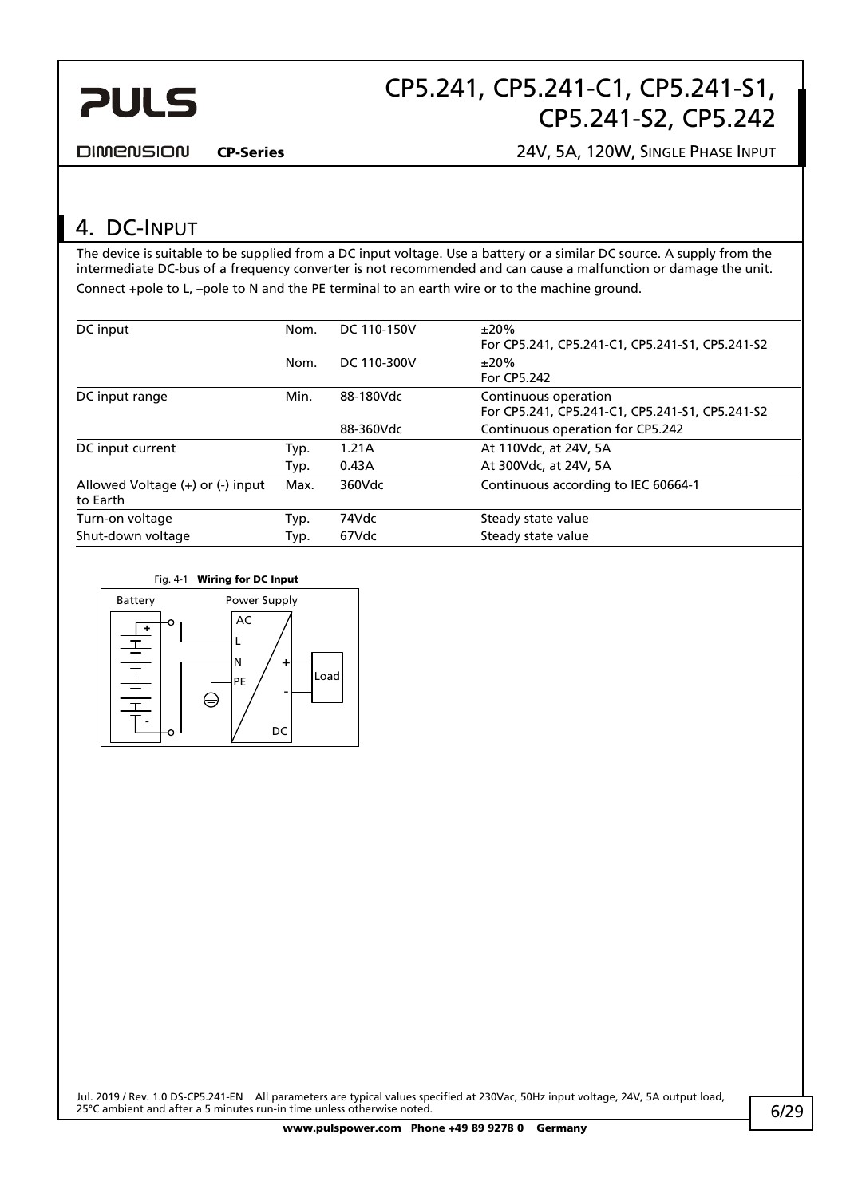## 4. DC-Input

The device is suitable to be supplied from a DC input voltage. Use a battery or a similar DC source. A supply from the intermediate DC-bus of a frequency converter is not recommended and can cause a malfunction or damage the unit.

Connect +pole to L, –pole to N and the PE terminal to an earth wire or to the machine ground.

| | | | |
|---|---|---|---|
| DC input | Nom. | DC 110-150V | ±20% For CP5.241, CP5.241-C1, CP5.241-S1, CP5.241-S2 |
| | Nom. | DC 110-300V | ±20% For CP5.242 |
| DC input range | Min. | 88-180Vdc | Continuous operation For CP5.241, CP5.241-C1, CP5.241-S1, CP5.241-S2 |
| | | 88-360Vdc | Continuous operation for CP5.242 |
| DC input current | Typ. | 1.21A | At 110Vdc, at 24V, 5A |
| | Typ. | 0.43A | At 300Vdc, at 24V, 5A |
| Allowed Voltage (+) or (-) input to Earth | Max. | 360Vdc | Continuous according to IEC 60664-1 |
| Turn-on voltage | Typ. | 74Vdc | Steady state value |
| Shut-down voltage | Typ. | 67Vdc | Steady state value |

Fig. 4-1 **Wiring for DC Input**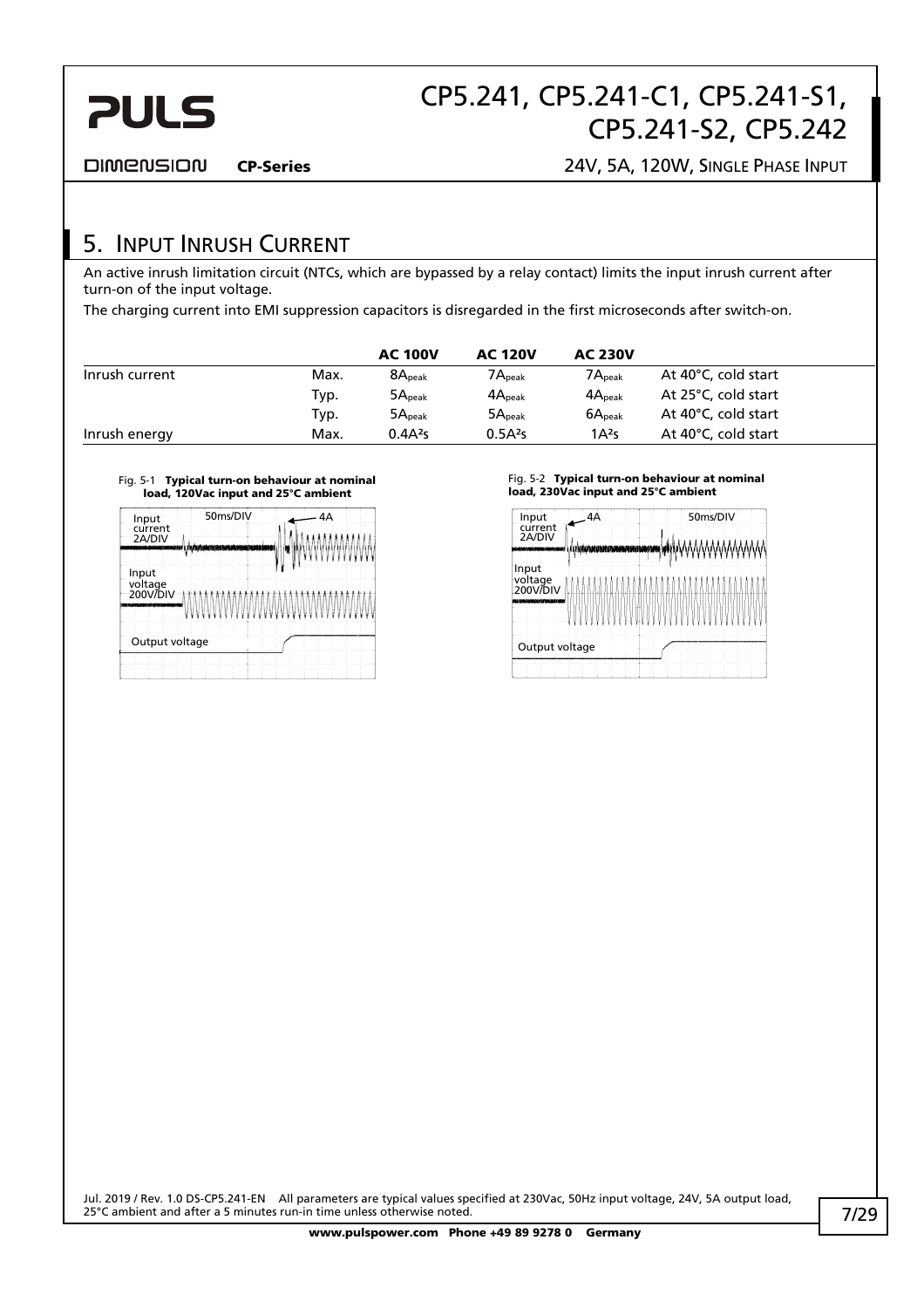## 5. Input Inrush Current

An active inrush limitation circuit (NTCs, which are bypassed by a relay contact) limits the input inrush current after turn-on of the input voltage.

The charging current into EMI suppression capacitors is disregarded in the first microseconds after switch-on.

| | | AC 100V | AC 120V | AC 230V | |
|---|---|---|---|---|---|
| Inrush current | Max. | $8A_{peak}$ | $7A_{peak}$ | $7A_{peak}$ | At 40°C, cold start |
| | Typ. | $5A_{peak}$ | $4A_{peak}$ | $4A_{peak}$ | At 25°C, cold start |
| | Typ. | $5A_{peak}$ | $5A_{peak}$ | $6A_{peak}$ | At 40°C, cold start |
| Inrush energy | Max. | $0.4A^2s$ | $0.5A^2s$ | $1A^2s$ | At 40°C, cold start |

Fig. 5-1 **Typical turn-on behaviour at nominal load, 120Vac input and 25°C ambient**

Input current 2A/DIV; 50ms/DIV; 4A; Input voltage 200V/DIV; Output voltage

Fig. 5-2 **Typical turn-on behaviour at nominal load, 230Vac input and 25°C ambient**

Input current 2A/DIV; 4A; 50ms/DIV; Input voltage 200V/DIV; Output voltage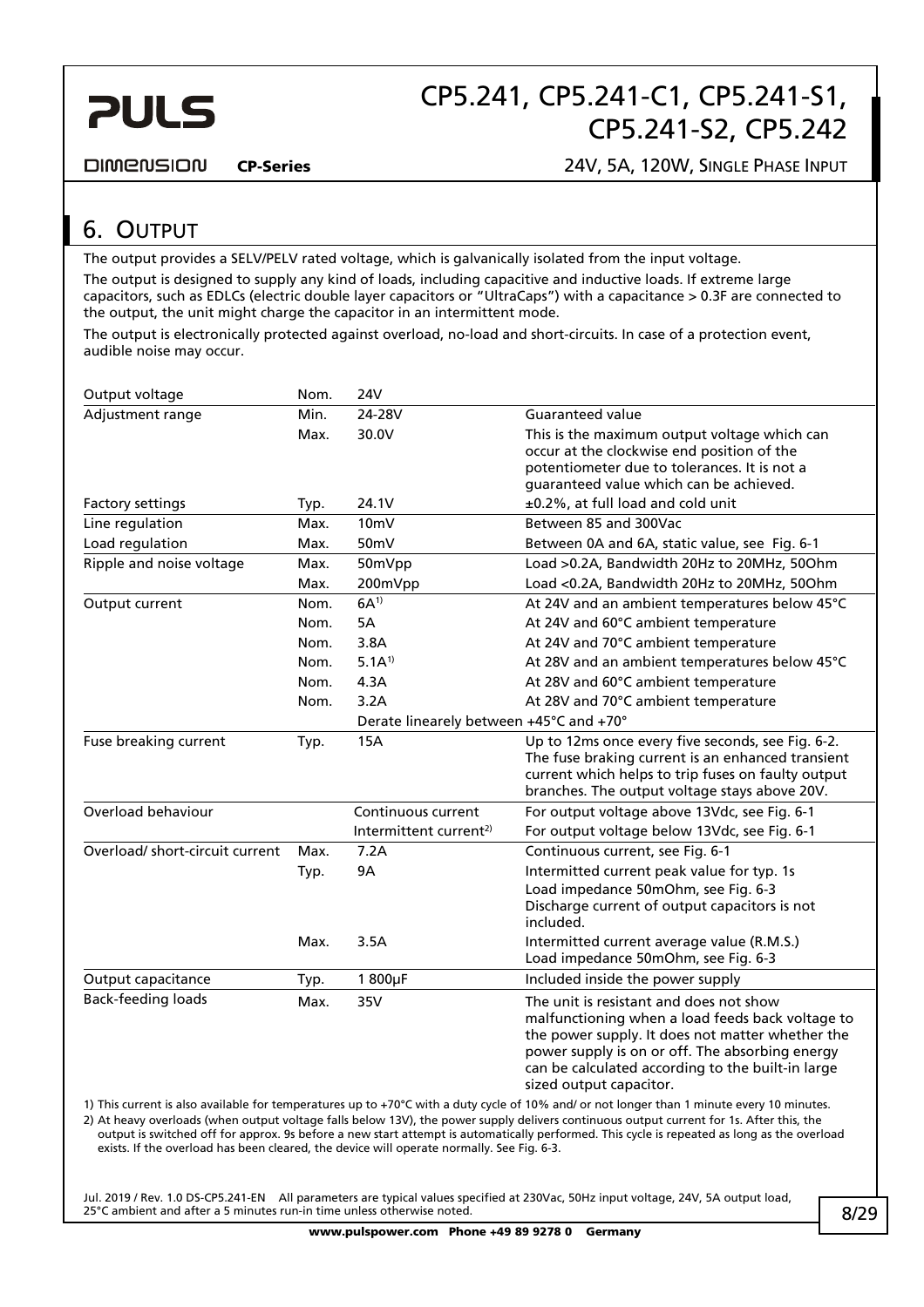## 6. Output

The output provides a SELV/PELV rated voltage, which is galvanically isolated from the input voltage.

The output is designed to supply any kind of loads, including capacitive and inductive loads. If extreme large capacitors, such as EDLCs (electric double layer capacitors or "UltraCaps") with a capacitance > 0.3F are connected to the output, the unit might charge the capacitor in an intermittent mode.

The output is electronically protected against overload, no-load and short-circuits. In case of a protection event, audible noise may occur.

| | | | |
|---|---|---|---|
| Output voltage | Nom. | 24V | |
| Adjustment range | Min. | 24-28V | Guaranteed value |
| | Max. | 30.0V | This is the maximum output voltage which can occur at the clockwise end position of the potentiometer due to tolerances. It is not a guaranteed value which can be achieved. |
| Factory settings | Typ. | 24.1V | ±0.2%, at full load and cold unit |
| Line regulation | Max. | 10mV | Between 85 and 300Vac |
| Load regulation | Max. | 50mV | Between 0A and 6A, static value, see Fig. 6-1 |
| Ripple and noise voltage | Max. | 50mVpp | Load >0.2A, Bandwidth 20Hz to 20MHz, 50Ohm |
| | Max. | 200mVpp | Load <0.2A, Bandwidth 20Hz to 20MHz, 50Ohm |
| Output current | Nom. | 6A[1] | At 24V and an ambient temperatures below 45°C |
| | Nom. | 5A | At 24V and 60°C ambient temperature |
| | Nom. | 3.8A | At 24V and 70°C ambient temperature |
| | Nom. | 5.1A[1] | At 28V and an ambient temperatures below 45°C |
| | Nom. | 4.3A | At 28V and 60°C ambient temperature |
| | Nom. | 3.2A | At 28V and 70°C ambient temperature |
| | | Derate linearely between +45°C and +70° | |
| Fuse breaking current | Typ. | 15A | Up to 12ms once every five seconds, see Fig. 6-2. The fuse braking current is an enhanced transient current which helps to trip fuses on faulty output branches. The output voltage stays above 20V. |
| Overload behaviour | | Continuous current | For output voltage above 13Vdc, see Fig. 6-1 |
| | | Intermittent current[2] | For output voltage below 13Vdc, see Fig. 6-1 |
| Overload/ short-circuit current | Max. | 7.2A | Continuous current, see Fig. 6-1 |
| | Typ. | 9A | Intermitted current peak value for typ. 1s<br>Load impedance 50mOhm, see Fig. 6-3<br>Discharge current of output capacitors is not included. |
| | Max. | 3.5A | Intermitted current average value (R.M.S.)<br>Load impedance 50mOhm, see Fig. 6-3 |
| Output capacitance | Typ. | 1 800µF | Included inside the power supply |
| Back-feeding loads | Max. | 35V | The unit is resistant and does not show malfunctioning when a load feeds back voltage to the power supply. It does not matter whether the power supply is on or off. The absorbing energy can be calculated according to the built-in large sized output capacitor. |

1) This current is also available for temperatures up to +70°C with a duty cycle of 10% and/ or not longer than 1 minute every 10 minutes.

2) At heavy overloads (when output voltage falls below 13V), the power supply delivers continuous output current for 1s. After this, the output is switched off for approx. 9s before a new start attempt is automatically performed. This cycle is repeated as long as the overload exists. If the overload has been cleared, the device will operate normally. See Fig. 6-3.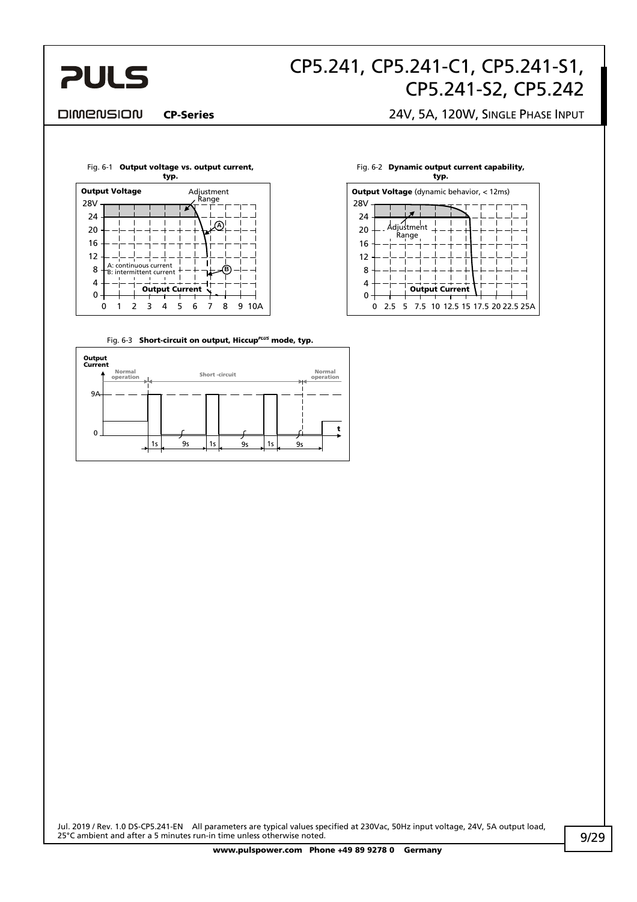Fig. 6-1 **Output voltage vs. output current, typ.**

Fig. 6-2 **Dynamic output current capability, typ.**

Fig. 6-3 **Short-circuit on output, Hiccup*PLUS* mode, typ.**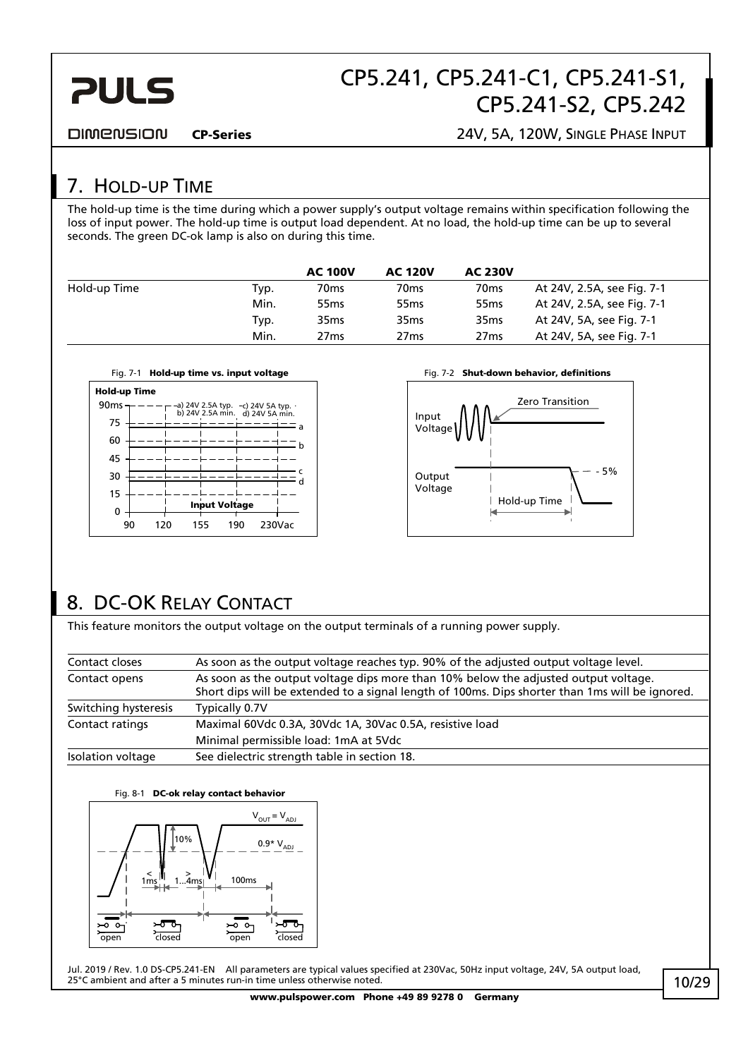## 7. Hold-up Time

The hold-up time is the time during which a power supply's output voltage remains within specification following the loss of input power. The hold-up time is output load dependent. At no load, the hold-up time can be up to several seconds. The green DC-ok lamp is also on during this time.

| | | AC 100V | AC 120V | AC 230V | |
|---|---|---|---|---|---|
| Hold-up Time | Typ. | 70ms | 70ms | 70ms | At 24V, 2.5A, see Fig. 7-1 |
| | Min. | 55ms | 55ms | 55ms | At 24V, 2.5A, see Fig. 7-1 |
| | Typ. | 35ms | 35ms | 35ms | At 24V, 5A, see Fig. 7-1 |
| | Min. | 27ms | 27ms | 27ms | At 24V, 5A, see Fig. 7-1 |

Fig. 7-1 **Hold-up time vs. input voltage**

Fig. 7-2 **Shut-down behavior, definitions**

## 8. DC-OK Relay Contact

This feature monitors the output voltage on the output terminals of a running power supply.

| | |
|---|---|
| Contact closes | As soon as the output voltage reaches typ. 90% of the adjusted output voltage level. |
| Contact opens | As soon as the output voltage dips more than 10% below the adjusted output voltage. Short dips will be extended to a signal length of 100ms. Dips shorter than 1ms will be ignored. |
| Switching hysteresis | Typically 0.7V |
| Contact ratings | Maximal 60Vdc 0.3A, 30Vdc 1A, 30Vac 0.5A, resistive load |
| | Minimal permissible load: 1mA at 5Vdc |
| Isolation voltage | See dielectric strength table in section 18. |

Fig. 8-1 **DC-ok relay contact behavior**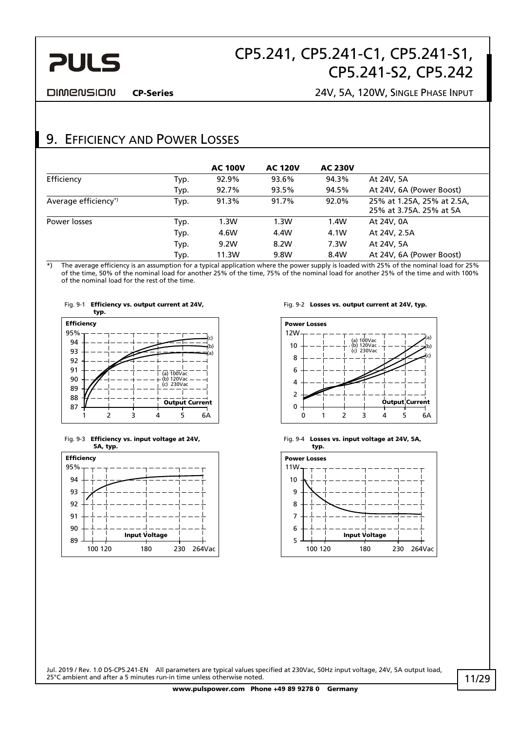## 9. Efficiency and Power Losses

| | | AC 100V | AC 120V | AC 230V | |
|---|---|---|---|---|---|
| Efficiency | Typ. | 92.9% | 93.6% | 94.3% | At 24V, 5A |
| | Typ. | 92.7% | 93.5% | 94.5% | At 24V, 6A (Power Boost) |
| Average efficiency*) | Typ. | 91.3% | 91.7% | 92.0% | 25% at 1.25A, 25% at 2.5A, 25% at 3.75A. 25% at 5A |
| Power losses | Typ. | 1.3W | 1.3W | 1.4W | At 24V, 0A |
| | Typ. | 4.6W | 4.4W | 4.1W | At 24V, 2.5A |
| | Typ. | 9.2W | 8.2W | 7.3W | At 24V, 5A |
| | Typ. | 11.3W | 9.8W | 8.4W | At 24V, 6A (Power Boost) |

*) The average efficiency is an assumption for a typical application where the power supply is loaded with 25% of the nominal load for 25% of the time, 50% of the nominal load for another 25% of the time, 75% of the nominal load for another 25% of the time and with 100% of the nominal load for the rest of the time.

Fig. 9-1 **Efficiency vs. output current at 24V, typ.**

Fig. 9-2 **Losses vs. output current at 24V, typ.**

Fig. 9-3 **Efficiency vs. input voltage at 24V, 5A, typ.**

Fig. 9-4 **Losses vs. input voltage at 24V, 5A, typ.**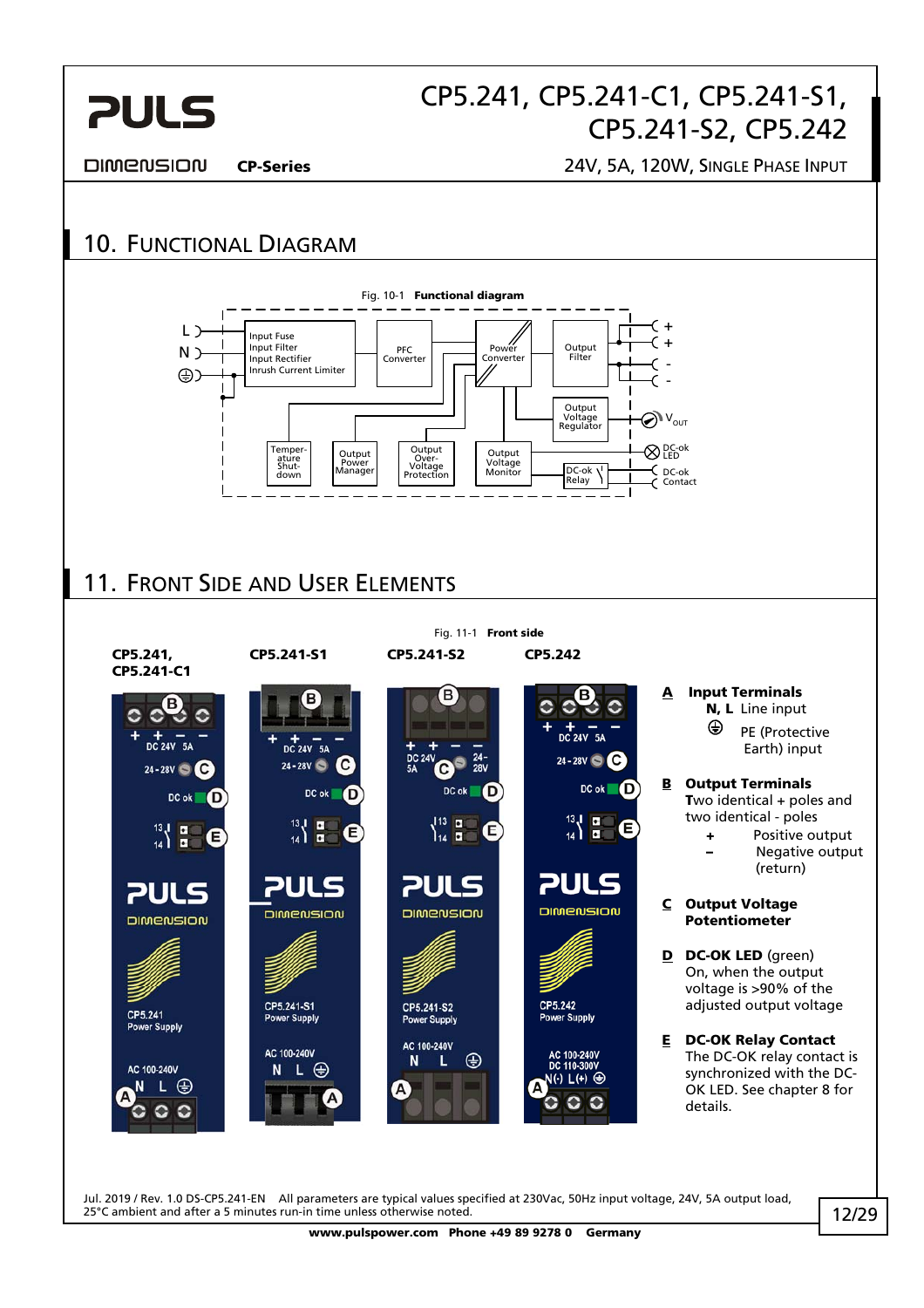## 10. Functional Diagram

Fig. 10-1 **Functional diagram**

## 11. Front Side and User Elements

Fig. 11-1 **Front side**

**A** **Input Terminals**
- **N, L** Line input
- ⏚ PE (Protective Earth) input

**B** **Output Terminals**
Two identical + poles and two identical - poles
- **+** Positive output
- **–** Negative output (return)

**C** **Output Voltage Potentiometer**

**D** **DC-OK LED** (green)
On, when the output voltage is >90% of the adjusted output voltage

**E** **DC-OK Relay Contact**
The DC-OK relay contact is synchronized with the DC-OK LED. See chapter 8 for details.

Jul. 2019 / Rev. 1.0 DS-CP5.241-EN All parameters are typical values specified at 230Vac, 50Hz input voltage, 24V, 5A output load, 25°C ambient and after a 5 minutes run-in time unless otherwise noted.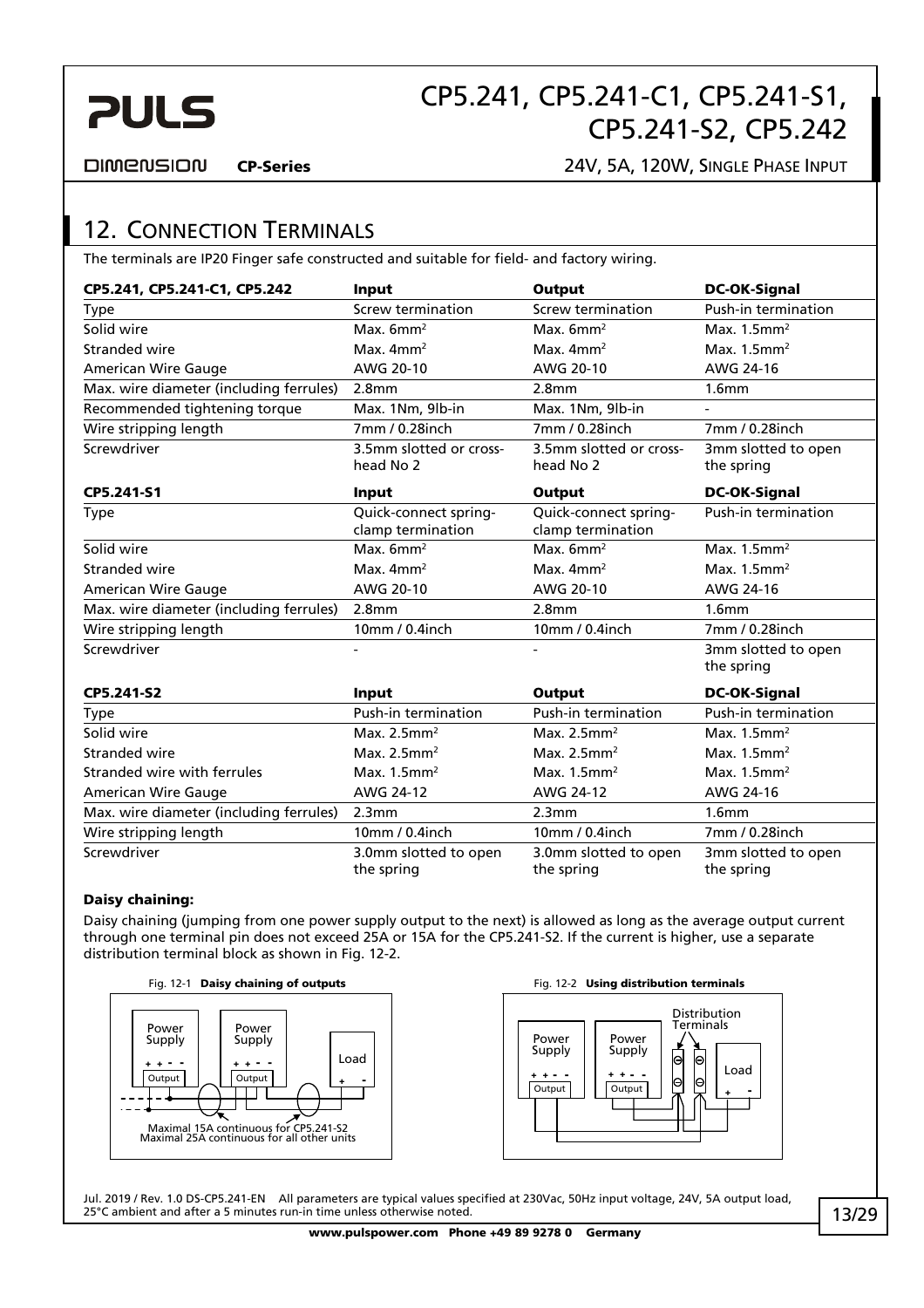## 12. Connection Terminals

The terminals are IP20 Finger safe constructed and suitable for field- and factory wiring.

| CP5.241, CP5.241-C1, CP5.242 | Input | Output | DC-OK-Signal |
|---|---|---|---|
| Type | Screw termination | Screw termination | Push-in termination |
| Solid wire | Max. 6mm² | Max. 6mm² | Max. 1.5mm² |
| Stranded wire | Max. 4mm² | Max. 4mm² | Max. 1.5mm² |
| American Wire Gauge | AWG 20-10 | AWG 20-10 | AWG 24-16 |
| Max. wire diameter (including ferrules) | 2.8mm | 2.8mm | 1.6mm |
| Recommended tightening torque | Max. 1Nm, 9lb-in | Max. 1Nm, 9lb-in | - |
| Wire stripping length | 7mm / 0.28inch | 7mm / 0.28inch | 7mm / 0.28inch |
| Screwdriver | 3.5mm slotted or cross-head No 2 | 3.5mm slotted or cross-head No 2 | 3mm slotted to open the spring |

| CP5.241-S1 | Input | Output | DC-OK-Signal |
|---|---|---|---|
| Type | Quick-connect spring-clamp termination | Quick-connect spring-clamp termination | Push-in termination |
| Solid wire | Max. 6mm² | Max. 6mm² | Max. 1.5mm² |
| Stranded wire | Max. 4mm² | Max. 4mm² | Max. 1.5mm² |
| American Wire Gauge | AWG 20-10 | AWG 20-10 | AWG 24-16 |
| Max. wire diameter (including ferrules) | 2.8mm | 2.8mm | 1.6mm |
| Wire stripping length | 10mm / 0.4inch | 10mm / 0.4inch | 7mm / 0.28inch |
| Screwdriver | - | - | 3mm slotted to open the spring |

| CP5.241-S2 | Input | Output | DC-OK-Signal |
|---|---|---|---|
| Type | Push-in termination | Push-in termination | Push-in termination |
| Solid wire | Max. 2.5mm² | Max. 2.5mm² | Max. 1.5mm² |
| Stranded wire | Max. 2.5mm² | Max. 2.5mm² | Max. 1.5mm² |
| Stranded wire with ferrules | Max. 1.5mm² | Max. 1.5mm² | Max. 1.5mm² |
| American Wire Gauge | AWG 24-12 | AWG 24-12 | AWG 24-16 |
| Max. wire diameter (including ferrules) | 2.3mm | 2.3mm | 1.6mm |
| Wire stripping length | 10mm / 0.4inch | 10mm / 0.4inch | 7mm / 0.28inch |
| Screwdriver | 3.0mm slotted to open the spring | 3.0mm slotted to open the spring | 3mm slotted to open the spring |

**Daisy chaining:**

Daisy chaining (jumping from one power supply output to the next) is allowed as long as the average output current through one terminal pin does not exceed 25A or 15A for the CP5.241-S2. If the current is higher, use a separate distribution terminal block as shown in Fig. 12-2.

Fig. 12-1 **Daisy chaining of outputs**

Power Supply, Power Supply, Output, Output, Load

Maximal 15A continuous for CP5.241-S2
Maximal 25A continuous for all other units

Fig. 12-2 **Using distribution terminals**

Power Supply, Power Supply, Output, Output, Distribution Terminals, Load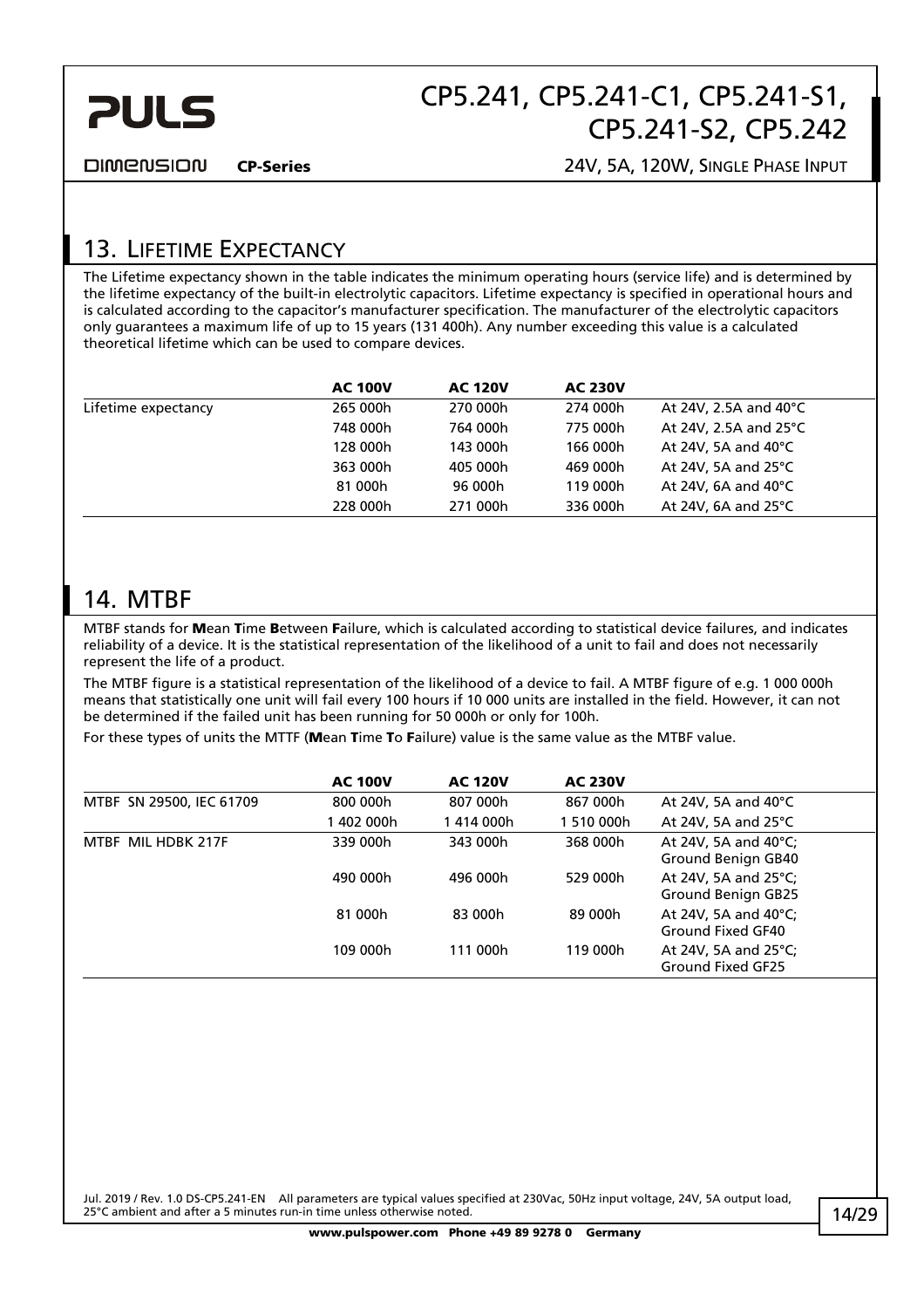## 13. Lifetime Expectancy

The Lifetime expectancy shown in the table indicates the minimum operating hours (service life) and is determined by the lifetime expectancy of the built-in electrolytic capacitors. Lifetime expectancy is specified in operational hours and is calculated according to the capacitor's manufacturer specification. The manufacturer of the electrolytic capacitors only guarantees a maximum life of up to 15 years (131 400h). Any number exceeding this value is a calculated theoretical lifetime which can be used to compare devices.

| | AC 100V | AC 120V | AC 230V | |
|---|---|---|---|---|
| Lifetime expectancy | 265 000h | 270 000h | 274 000h | At 24V, 2.5A and 40°C |
| | 748 000h | 764 000h | 775 000h | At 24V, 2.5A and 25°C |
| | 128 000h | 143 000h | 166 000h | At 24V, 5A and 40°C |
| | 363 000h | 405 000h | 469 000h | At 24V, 5A and 25°C |
| | 81 000h | 96 000h | 119 000h | At 24V, 6A and 40°C |
| | 228 000h | 271 000h | 336 000h | At 24V, 6A and 25°C |

## 14. MTBF

MTBF stands for **M**ean **T**ime **B**etween **F**ailure, which is calculated according to statistical device failures, and indicates reliability of a device. It is the statistical representation of the likelihood of a unit to fail and does not necessarily represent the life of a product.

The MTBF figure is a statistical representation of the likelihood of a device to fail. A MTBF figure of e.g. 1 000 000h means that statistically one unit will fail every 100 hours if 10 000 units are installed in the field. However, it can not be determined if the failed unit has been running for 50 000h or only for 100h.

For these types of units the MTTF (**M**ean **T**ime **T**o **F**ailure) value is the same value as the MTBF value.

| | AC 100V | AC 120V | AC 230V | |
|---|---|---|---|---|
| MTBF SN 29500, IEC 61709 | 800 000h | 807 000h | 867 000h | At 24V, 5A and 40°C |
| | 1 402 000h | 1 414 000h | 1 510 000h | At 24V, 5A and 25°C |
| MTBF MIL HDBK 217F | 339 000h | 343 000h | 368 000h | At 24V, 5A and 40°C; Ground Benign GB40 |
| | 490 000h | 496 000h | 529 000h | At 24V, 5A and 25°C; Ground Benign GB25 |
| | 81 000h | 83 000h | 89 000h | At 24V, 5A and 40°C; Ground Fixed GF40 |
| | 109 000h | 111 000h | 119 000h | At 24V, 5A and 25°C; Ground Fixed GF25 |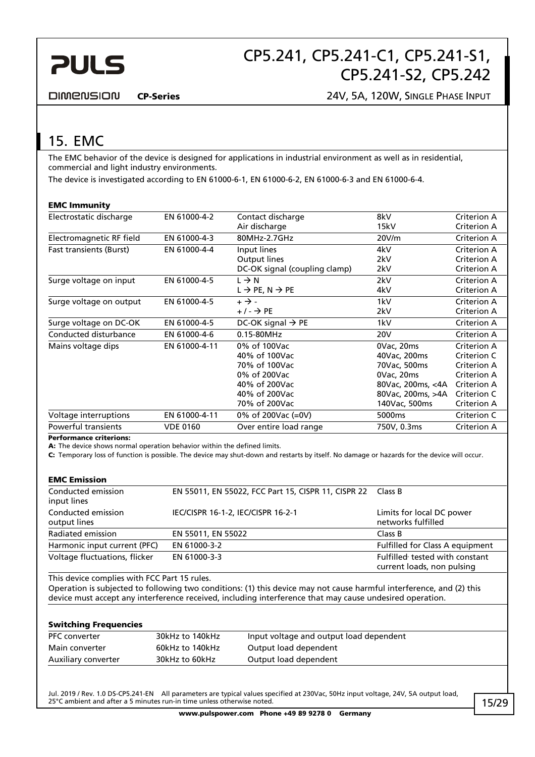## 15. EMC

The EMC behavior of the device is designed for applications in industrial environment as well as in residential, commercial and light industry environments.

The device is investigated according to EN 61000-6-1, EN 61000-6-2, EN 61000-6-3 and EN 61000-6-4.

**EMC Immunity**

| | | | | |
|---|---|---|---|---|
| Electrostatic discharge | EN 61000-4-2 | Contact discharge<br>Air discharge | 8kV<br>15kV | Criterion A<br>Criterion A |
| Electromagnetic RF field | EN 61000-4-3 | 80MHz-2.7GHz | 20V/m | Criterion A |
| Fast transients (Burst) | EN 61000-4-4 | Input lines<br>Output lines<br>DC-OK signal (coupling clamp) | 4kV<br>2kV<br>2kV | Criterion A<br>Criterion A<br>Criterion A |
| Surge voltage on input | EN 61000-4-5 | L → N<br>L → PE, N → PE | 2kV<br>4kV | Criterion A<br>Criterion A |
| Surge voltage on output | EN 61000-4-5 | + → -<br>+ / - → PE | 1kV<br>2kV | Criterion A<br>Criterion A |
| Surge voltage on DC-OK | EN 61000-4-5 | DC-OK signal → PE | 1kV | Criterion A |
| Conducted disturbance | EN 61000-4-6 | 0.15-80MHz | 20V | Criterion A |
| Mains voltage dips | EN 61000-4-11 | 0% of 100Vac<br>40% of 100Vac<br>70% of 100Vac<br>0% of 200Vac<br>40% of 200Vac<br>40% of 200Vac<br>70% of 200Vac | 0Vac, 20ms<br>40Vac, 200ms<br>70Vac, 500ms<br>0Vac, 20ms<br>80Vac, 200ms, <4A<br>80Vac, 200ms, >4A<br>140Vac, 500ms | Criterion A<br>Criterion C<br>Criterion A<br>Criterion A<br>Criterion A<br>Criterion C<br>Criterion A |
| Voltage interruptions | EN 61000-4-11 | 0% of 200Vac (=0V) | 5000ms | Criterion C |
| Powerful transients | VDE 0160 | Over entire load range | 750V, 0.3ms | Criterion A |

**Performance criteria:**

**A:** The device shows normal operation behavior within the defined limits.

**C:** Temporary loss of function is possible. The device may shut-down and restarts by itself. No damage or hazards for the device will occur.

**EMC Emission**

| | | |
|---|---|---|
| Conducted emission input lines | EN 55011, EN 55022, FCC Part 15, CISPR 11, CISPR 22 | Class B |
| Conducted emission output lines | IEC/CISPR 16-1-2, IEC/CISPR 16-2-1 | Limits for local DC power networks fulfilled |
| Radiated emission | EN 55011, EN 55022 | Class B |
| Harmonic input current (PFC) | EN 61000-3-2 | Fulfilled for Class A equipment |
| Voltage fluctuations, flicker | EN 61000-3-3 | Fulfilled tested with constant current loads, non pulsing |

This device complies with FCC Part 15 rules.

Operation is subjected to following two conditions: (1) this device may not cause harmful interference, and (2) this device must accept any interference received, including interference that may cause undesired operation.

**Switching Frequencies**

| | | |
|---|---|---|
| PFC converter | 30kHz to 140kHz | Input voltage and output load dependent |
| Main converter | 60kHz to 140kHz | Output load dependent |
| Auxiliary converter | 30kHz to 60kHz | Output load dependent |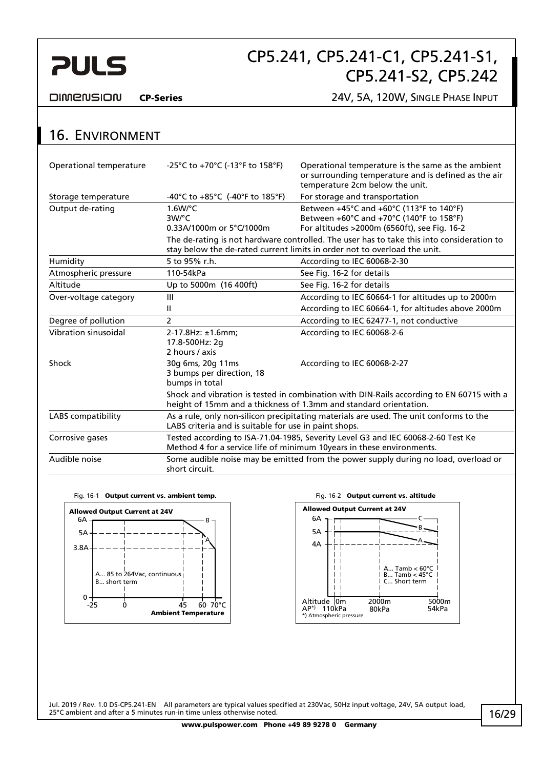## 16. Environment

| | | |
|---|---|---|
| Operational temperature | -25°C to +70°C (-13°F to 158°F) | Operational temperature is the same as the ambient or surrounding temperature and is defined as the air temperature 2cm below the unit. |
| Storage temperature | -40°C to +85°C (-40°F to 185°F) | For storage and transportation |
| Output de-rating | 1.6W/°C<br>3W/°C<br>0.33A/1000m or 5°C/1000m | Between +45°C and +60°C (113°F to 140°F)<br>Between +60°C and +70°C (140°F to 158°F)<br>For altitudes >2000m (6560ft), see Fig. 16-2 |
| | The de-rating is not hardware controlled. The user has to take this into consideration to stay below the de-rated current limits in order not to overload the unit. | |
| Humidity | 5 to 95% r.h. | According to IEC 60068-2-30 |
| Atmospheric pressure | 110-54kPa | See Fig. 16-2 for details |
| Altitude | Up to 5000m (16 400ft) | See Fig. 16-2 for details |
| Over-voltage category | III | According to IEC 60664-1 for altitudes up to 2000m |
| | II | According to IEC 60664-1, for altitudes above 2000m |
| Degree of pollution | 2 | According to IEC 62477-1, not conductive |
| Vibration sinusoidal | 2-17.8Hz: ±1.6mm;<br>17.8-500Hz: 2g<br>2 hours / axis | According to IEC 60068-2-6 |
| Shock | 30g 6ms, 20g 11ms<br>3 bumps per direction, 18 bumps in total | According to IEC 60068-2-27 |
| | Shock and vibration is tested in combination with DIN-Rails according to EN 60715 with a height of 15mm and a thickness of 1.3mm and standard orientation. | |
| LABS compatibility | As a rule, only non-silicon precipitating materials are used. The unit conforms to the LABS criteria and is suitable for use in paint shops. | |
| Corrosive gases | Tested according to ISA-71.04-1985, Severity Level G3 and IEC 60068-2-60 Test Ke Method 4 for a service life of minimum 10years in these environments. | |
| Audible noise | Some audible noise may be emitted from the power supply during no load, overload or short circuit. | |

Fig. 16-1 **Output current vs. ambient temp.**

**Allowed Output Current at 24V**

A... 85 to 264Vac, continuous
B... short term

Fig. 16-2 **Output current vs. altitude**

**Allowed Output Current at 24V**

A... Tamb < 60°C
B... Tamb < 45°C
C... Short term

*) Atmospheric pressure

Jul. 2019 / Rev. 1.0 DS-CP5.241-EN All parameters are typical values specified at 230Vac, 50Hz input voltage, 24V, 5A output load, 25°C ambient and after a 5 minutes run-in time unless otherwise noted.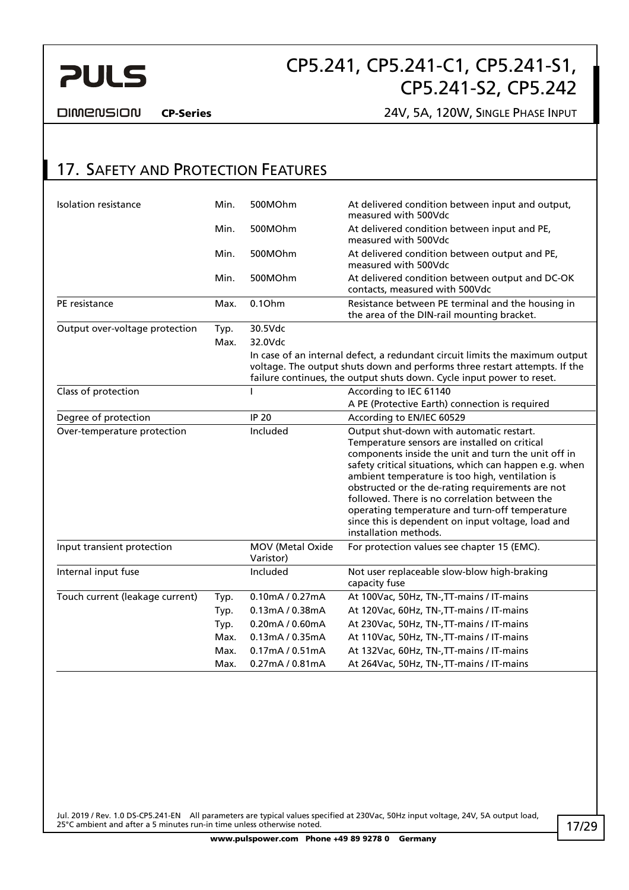## 17. Safety and Protection Features

| | | | |
|---|---|---|---|
| Isolation resistance | Min. | 500MOhm | At delivered condition between input and output, measured with 500Vdc |
| | Min. | 500MOhm | At delivered condition between input and PE, measured with 500Vdc |
| | Min. | 500MOhm | At delivered condition between output and PE, measured with 500Vdc |
| | Min. | 500MOhm | At delivered condition between output and DC-OK contacts, measured with 500Vdc |
| PE resistance | Max. | 0.1Ohm | Resistance between PE terminal and the housing in the area of the DIN-rail mounting bracket. |
| Output over-voltage protection | Typ. | 30.5Vdc | |
| | Max. | 32.0Vdc | |
| | | In case of an internal defect, a redundant circuit limits the maximum output voltage. The output shuts down and performs three restart attempts. If the failure continues, the output shuts down. Cycle input power to reset. | |
| Class of protection | | I | According to IEC 61140<br>A PE (Protective Earth) connection is required |
| Degree of protection | | IP 20 | According to EN/IEC 60529 |
| Over-temperature protection | | Included | Output shut-down with automatic restart. Temperature sensors are installed on critical components inside the unit and turn the unit off in safety critical situations, which can happen e.g. when ambient temperature is too high, ventilation is obstructed or the de-rating requirements are not followed. There is no correlation between the operating temperature and turn-off temperature since this is dependent on input voltage, load and installation methods. |
| Input transient protection | | MOV (Metal Oxide Varistor) | For protection values see chapter 15 (EMC). |
| Internal input fuse | | Included | Not user replaceable slow-blow high-braking capacity fuse |
| Touch current (leakage current) | Typ. | 0.10mA / 0.27mA | At 100Vac, 50Hz, TN-,TT-mains / IT-mains |
| | Typ. | 0.13mA / 0.38mA | At 120Vac, 60Hz, TN-,TT-mains / IT-mains |
| | Typ. | 0.20mA / 0.60mA | At 230Vac, 50Hz, TN-,TT-mains / IT-mains |
| | Max. | 0.13mA / 0.35mA | At 110Vac, 50Hz, TN-,TT-mains / IT-mains |
| | Max. | 0.17mA / 0.51mA | At 132Vac, 60Hz, TN-,TT-mains / IT-mains |
| | Max. | 0.27mA / 0.81mA | At 264Vac, 50Hz, TN-,TT-mains / IT-mains |

Jul. 2019 / Rev. 1.0 DS-CP5.241-EN All parameters are typical values specified at 230Vac, 50Hz input voltage, 24V, 5A output load, 25°C ambient and after a 5 minutes run-in time unless otherwise noted.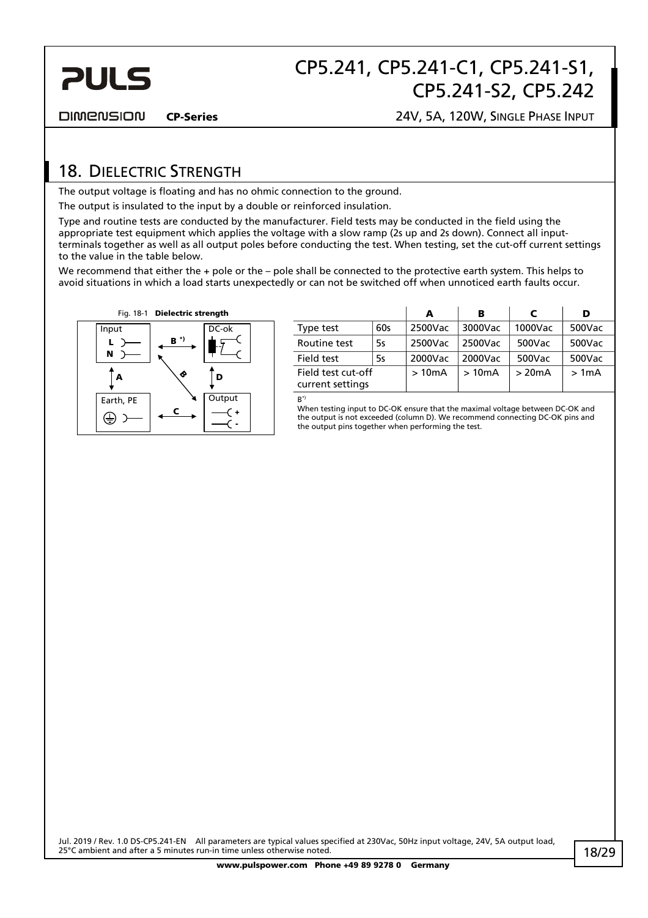## 18. Dielectric Strength

The output voltage is floating and has no ohmic connection to the ground.

The output is insulated to the input by a double or reinforced insulation.

Type and routine tests are conducted by the manufacturer. Field tests may be conducted in the field using the appropriate test equipment which applies the voltage with a slow ramp (2s up and 2s down). Connect all input-terminals together as well as all output poles before conducting the test. When testing, set the cut-off current settings to the value in the table below.

We recommend that either the + pole or the – pole shall be connected to the protective earth system. This helps to avoid situations in which a load starts unexpectedly or can not be switched off when unnoticed earth faults occur.

Fig. 18-1 **Dielectric strength**

| | | A | B | C | D |
|---|---|---|---|---|---|
| Type test | 60s | 2500Vac | 3000Vac | 1000Vac | 500Vac |
| Routine test | 5s | 2500Vac | 2500Vac | 500Vac | 500Vac |
| Field test | 5s | 2000Vac | 2000Vac | 500Vac | 500Vac |
| Field test cut-off current settings | | > 10mA | > 10mA | > 20mA | > 1mA |

B*)
When testing input to DC-OK ensure that the maximal voltage between DC-OK and the output is not exceeded (column D). We recommend connecting DC-OK pins and the output pins together when performing the test.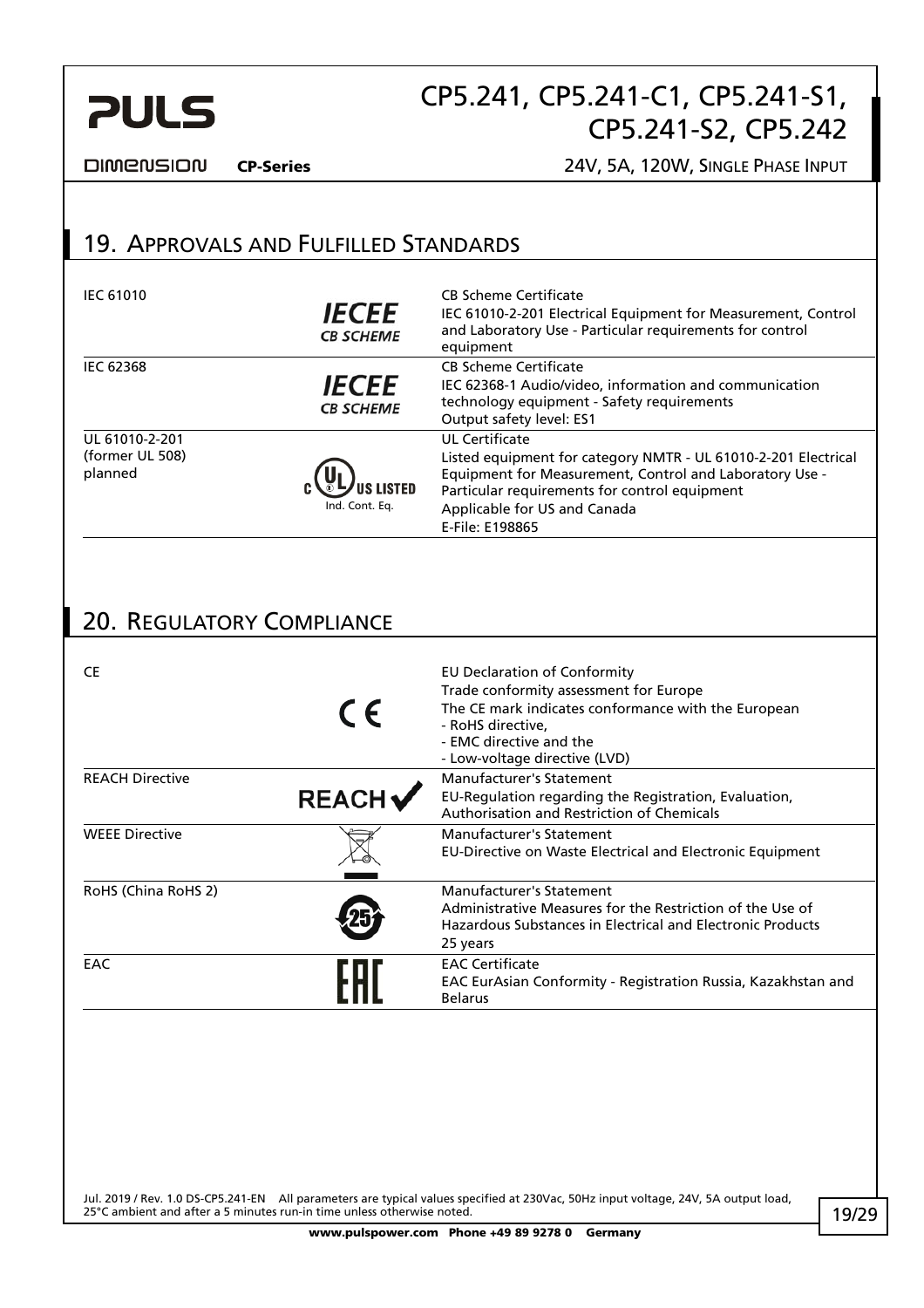## 19. Approvals and Fulfilled Standards

| | | |
|---|---|---|
| IEC 61010 | IECEE CB SCHEME | CB Scheme Certificate<br>IEC 61010-2-201 Electrical Equipment for Measurement, Control and Laboratory Use - Particular requirements for control equipment |
| IEC 62368 | IECEE CB SCHEME | CB Scheme Certificate<br>IEC 62368-1 Audio/video, information and communication technology equipment - Safety requirements<br>Output safety level: ES1 |
| UL 61010-2-201<br>(former UL 508)<br>planned | c UL US LISTED<br>Ind. Cont. Eq. | UL Certificate<br>Listed equipment for category NMTR - UL 61010-2-201 Electrical Equipment for Measurement, Control and Laboratory Use - Particular requirements for control equipment<br>Applicable for US and Canada<br>E-File: E198865 |

## 20. Regulatory Compliance

| | | |
|---|---|---|
| CE | CE | EU Declaration of Conformity<br>Trade conformity assessment for Europe<br>The CE mark indicates conformance with the European<br>- RoHS directive,<br>- EMC directive and the<br>- Low-voltage directive (LVD) |
| REACH Directive | REACH ✓ | Manufacturer's Statement<br>EU-Regulation regarding the Registration, Evaluation, Authorisation and Restriction of Chemicals |
| WEEE Directive | | Manufacturer's Statement<br>EU-Directive on Waste Electrical and Electronic Equipment |
| RoHS (China RoHS 2) | 25 | Manufacturer's Statement<br>Administrative Measures for the Restriction of the Use of Hazardous Substances in Electrical and Electronic Products<br>25 years |
| EAC | EAC | EAC Certificate<br>EAC EurAsian Conformity - Registration Russia, Kazakhstan and Belarus |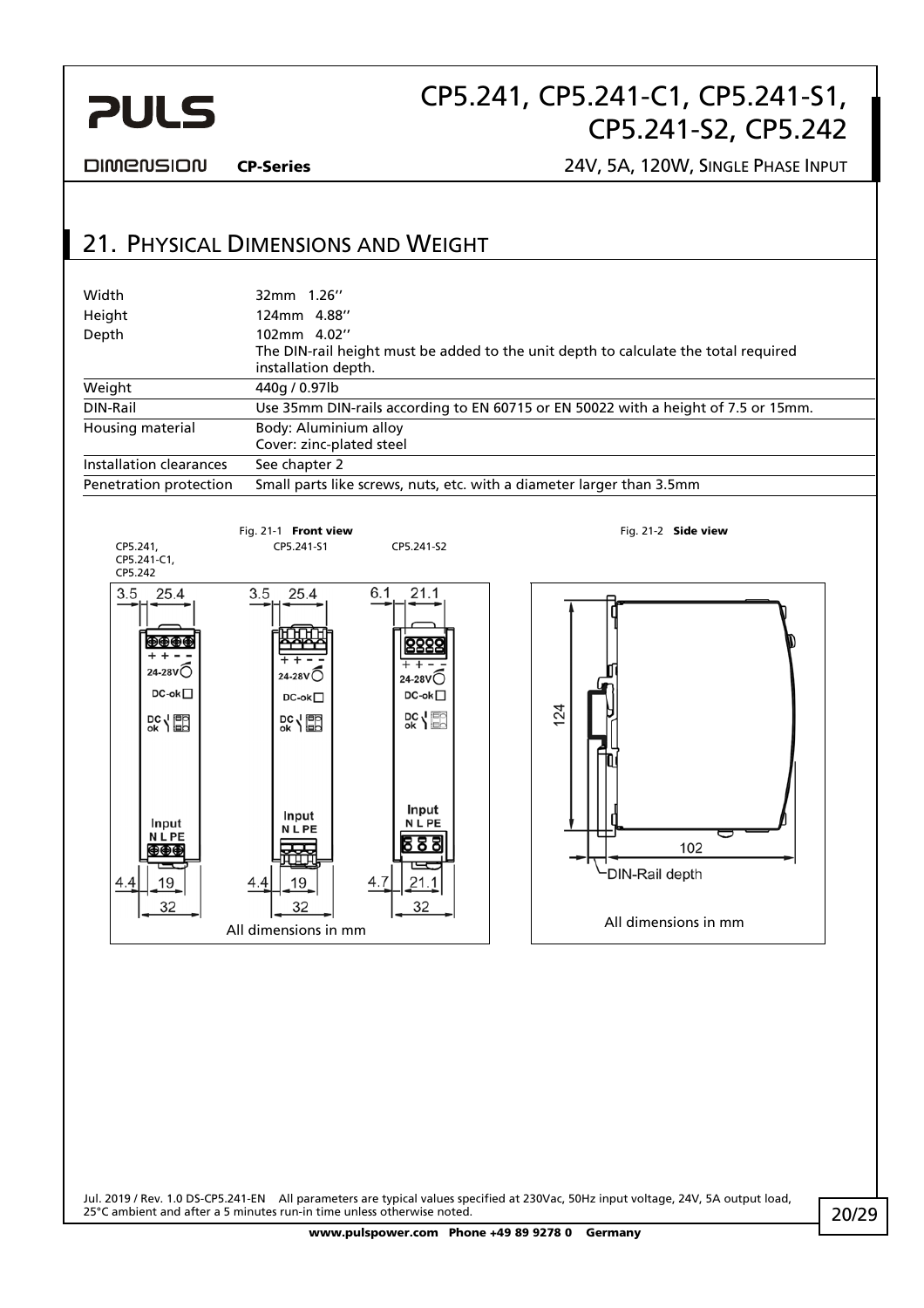## 21. Physical Dimensions and Weight

| | |
|---|---|
| Width | 32mm 1.26'' |
| Height | 124mm 4.88'' |
| Depth | 102mm 4.02''<br>The DIN-rail height must be added to the unit depth to calculate the total required installation depth. |
| Weight | 440g / 0.97lb |
| DIN-Rail | Use 35mm DIN-rails according to EN 60715 or EN 50022 with a height of 7.5 or 15mm. |
| Housing material | Body: Aluminium alloy<br>Cover: zinc-plated steel |
| Installation clearances | See chapter 2 |
| Penetration protection | Small parts like screws, nuts, etc. with a diameter larger than 3.5mm |

Fig. 21-1 **Front view**

CP5.241, CP5.241-C1, CP5.242 — CP5.241-S1 — CP5.241-S2

All dimensions in mm

Fig. 21-2 **Side view**

All dimensions in mm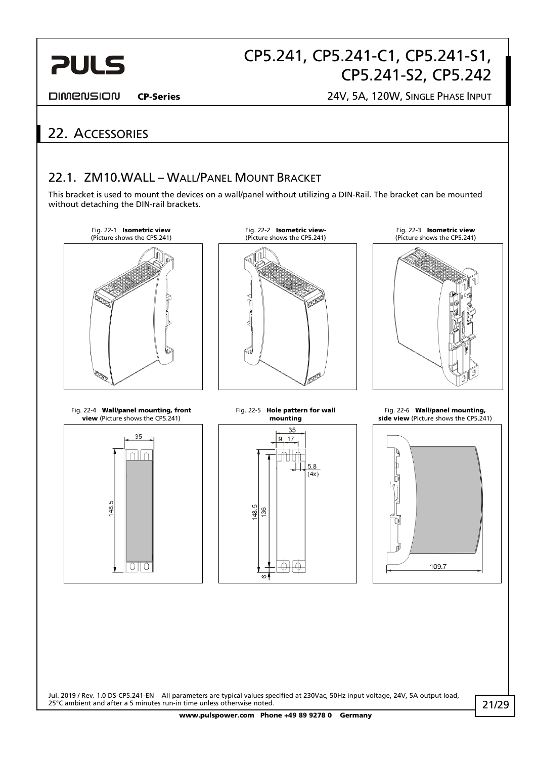# 22. Accessories

## 22.1. ZM10.WALL – Wall/Panel Mount Bracket

This bracket is used to mount the devices on a wall/panel without utilizing a DIN-Rail. The bracket can be mounted without detaching the DIN-rail brackets.

Fig. 22-1 **Isometric view** (Picture shows the CP5.241)

Fig. 22-2 **Isometric view-** (Picture shows the CP5.241)

Fig. 22-3 **Isometric view** (Picture shows the CP5.241)

Fig. 22-4 **Wall/panel mounting, front view** (Picture shows the CP5.241)

35

148.5

Fig. 22-5 **Hole pattern for wall mounting**

35

9 17

5.8 (4x)

148.5

136

6

Fig. 22-6 **Wall/panel mounting, side view** (Picture shows the CP5.241)

109.7

Jul. 2019 / Rev. 1.0 DS-CP5.241-EN All parameters are typical values specified at 230Vac, 50Hz input voltage, 24V, 5A output load, 25°C ambient and after a 5 minutes run-in time unless otherwise noted.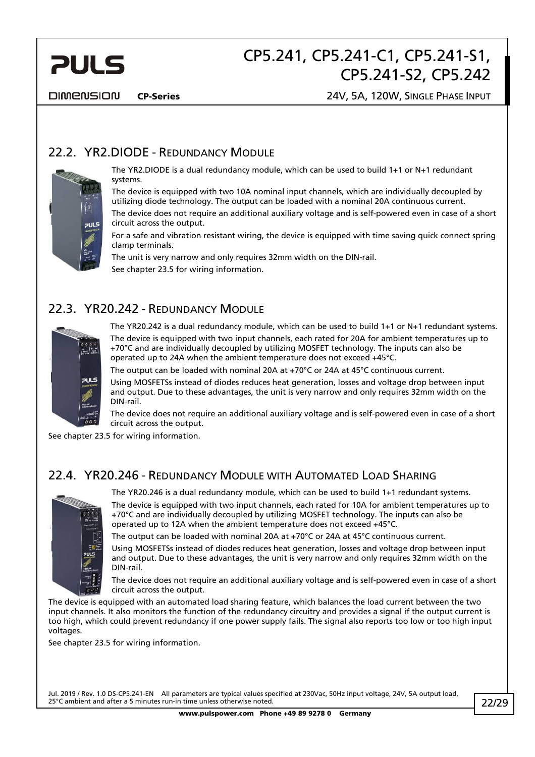## 22.2. YR2.DIODE - Redundancy Module

The YR2.DIODE is a dual redundancy module, which can be used to build 1+1 or N+1 redundant systems.

The device is equipped with two 10A nominal input channels, which are individually decoupled by utilizing diode technology. The output can be loaded with a nominal 20A continuous current.

The device does not require an additional auxiliary voltage and is self-powered even in case of a short circuit across the output.

For a safe and vibration resistant wiring, the device is equipped with time saving quick connect spring clamp terminals.

The unit is very narrow and only requires 32mm width on the DIN-rail.

See chapter 23.5 for wiring information.

## 22.3. YR20.242 - Redundancy Module

The YR20.242 is a dual redundancy module, which can be used to build 1+1 or N+1 redundant systems.

The device is equipped with two input channels, each rated for 20A for ambient temperatures up to +70°C and are individually decoupled by utilizing MOSFET technology. The inputs can also be operated up to 24A when the ambient temperature does not exceed +45°C.

The output can be loaded with nominal 20A at +70°C or 24A at 45°C continuous current.

Using MOSFETSs instead of diodes reduces heat generation, losses and voltage drop between input and output. Due to these advantages, the unit is very narrow and only requires 32mm width on the DIN-rail.

The device does not require an additional auxiliary voltage and is self-powered even in case of a short circuit across the output.

See chapter 23.5 for wiring information.

## 22.4. YR20.246 - Redundancy Module with Automated Load Sharing

The YR20.246 is a dual redundancy module, which can be used to build 1+1 redundant systems.

The device is equipped with two input channels, each rated for 10A for ambient temperatures up to +70°C and are individually decoupled by utilizing MOSFET technology. The inputs can also be operated up to 12A when the ambient temperature does not exceed +45°C.

The output can be loaded with nominal 20A at +70°C or 24A at 45°C continuous current.

Using MOSFETSs instead of diodes reduces heat generation, losses and voltage drop between input and output. Due to these advantages, the unit is very narrow and only requires 32mm width on the DIN-rail.

The device does not require an additional auxiliary voltage and is self-powered even in case of a short circuit across the output.

The device is equipped with an automated load sharing feature, which balances the load current between the two input channels. It also monitors the function of the redundancy circuitry and provides a signal if the output current is too high, which could prevent redundancy if one power supply fails. The signal also reports too low or too high input voltages.

See chapter 23.5 for wiring information.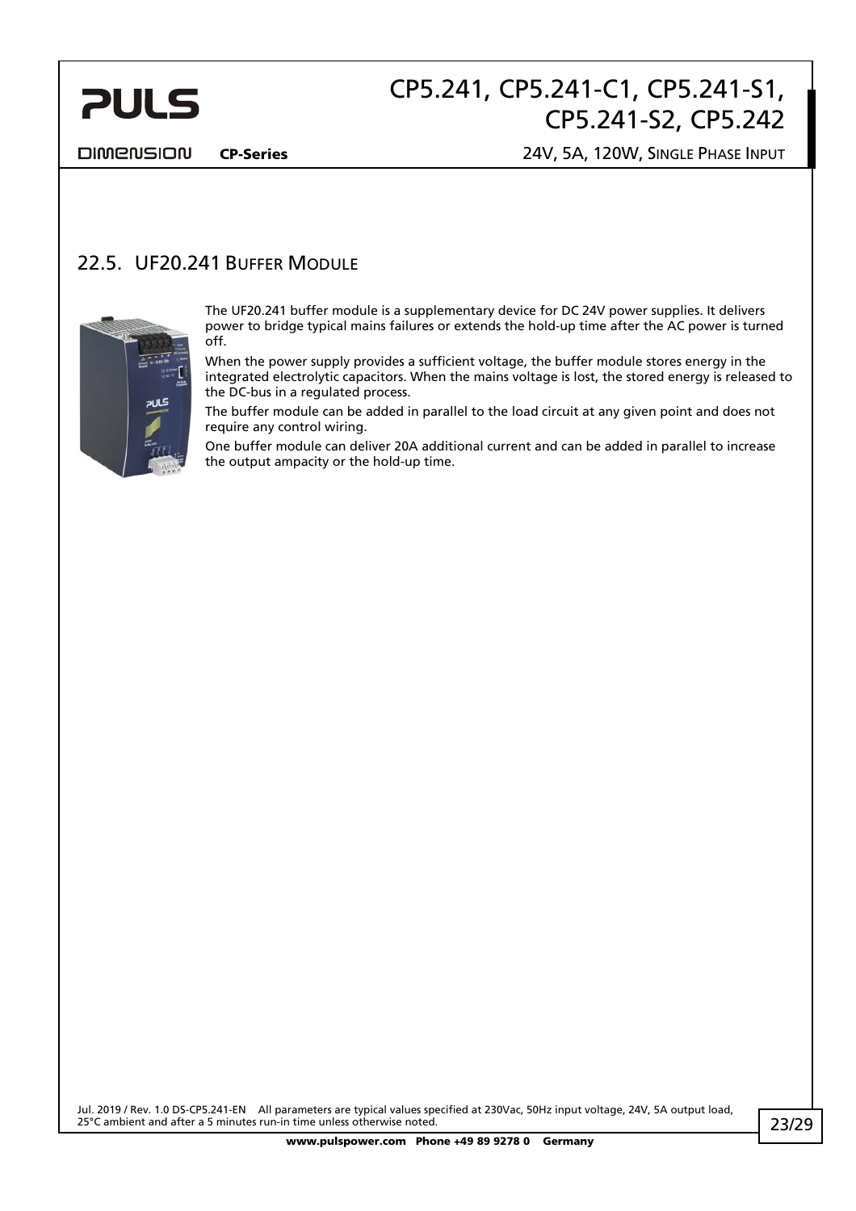## 22.5. UF20.241 BUFFER MODULE

The UF20.241 buffer module is a supplementary device for DC 24V power supplies. It delivers power to bridge typical mains failures or extends the hold-up time after the AC power is turned off.

When the power supply provides a sufficient voltage, the buffer module stores energy in the integrated electrolytic capacitors. When the mains voltage is lost, the stored energy is released to the DC-bus in a regulated process.

The buffer module can be added in parallel to the load circuit at any given point and does not require any control wiring.

One buffer module can deliver 20A additional current and can be added in parallel to increase the output ampacity or the hold-up time.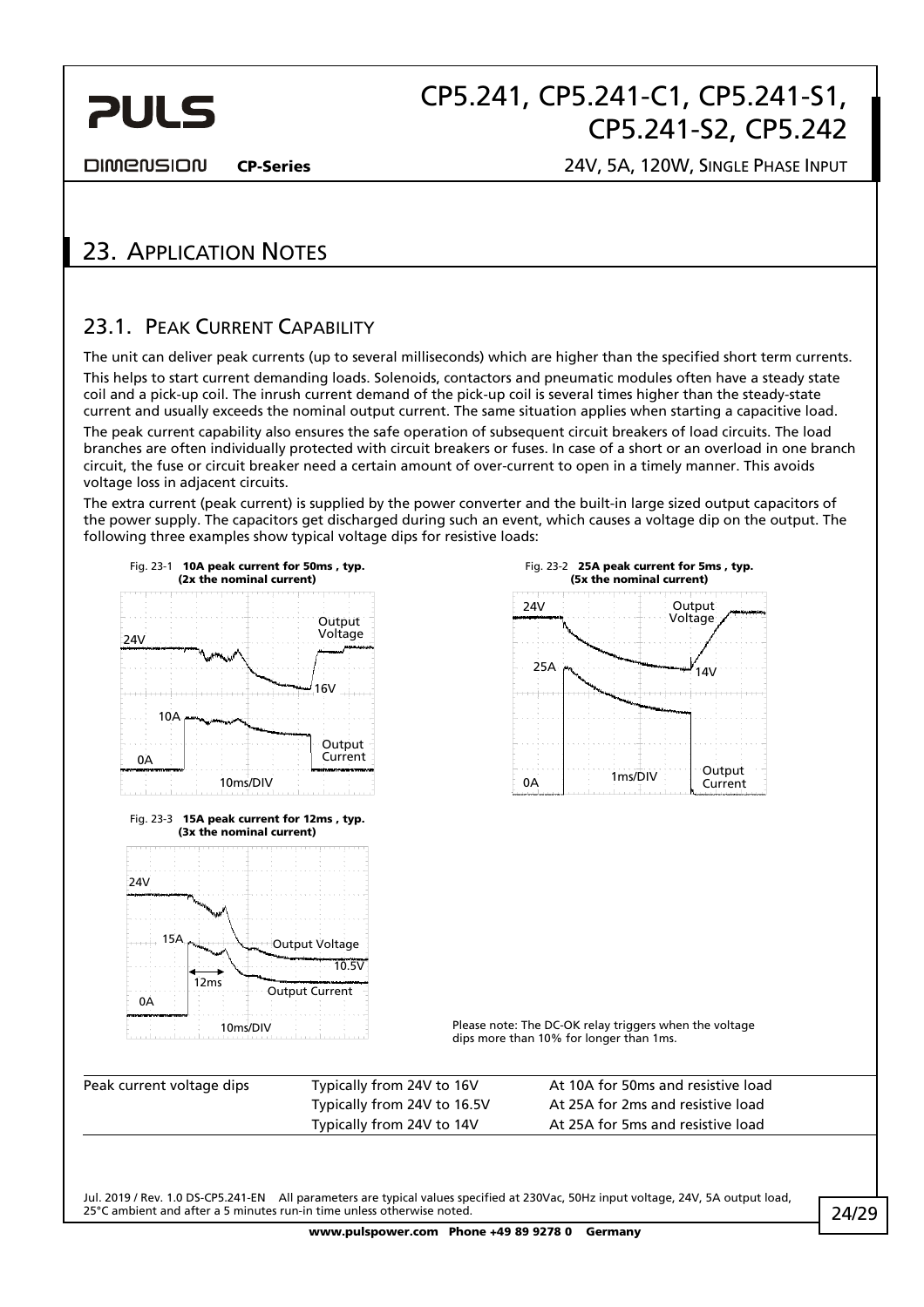# 23. Application Notes

## 23.1. Peak Current Capability

The unit can deliver peak currents (up to several milliseconds) which are higher than the specified short term currents.

This helps to start current demanding loads. Solenoids, contactors and pneumatic modules often have a steady state coil and a pick-up coil. The inrush current demand of the pick-up coil is several times higher than the steady-state current and usually exceeds the nominal output current. The same situation applies when starting a capacitive load.

The peak current capability also ensures the safe operation of subsequent circuit breakers of load circuits. The load branches are often individually protected with circuit breakers or fuses. In case of a short or an overload in one branch circuit, the fuse or circuit breaker need a certain amount of over-current to open in a timely manner. This avoids voltage loss in adjacent circuits.

The extra current (peak current) is supplied by the power converter and the built-in large sized output capacitors of the power supply. The capacitors get discharged during such an event, which causes a voltage dip on the output. The following three examples show typical voltage dips for resistive loads:

Fig. 23-1 **10A peak current for 50ms , typ. (2x the nominal current)**

Fig. 23-2 **25A peak current for 5ms , typ. (5x the nominal current)**

Fig. 23-3 **15A peak current for 12ms , typ. (3x the nominal current)**

Please note: The DC-OK relay triggers when the voltage dips more than 10% for longer than 1ms.

| Peak current voltage dips | Typically from 24V to 16V | At 10A for 50ms and resistive load |
|---|---|---|
| | Typically from 24V to 16.5V | At 25A for 2ms and resistive load |
| | Typically from 24V to 14V | At 25A for 5ms and resistive load |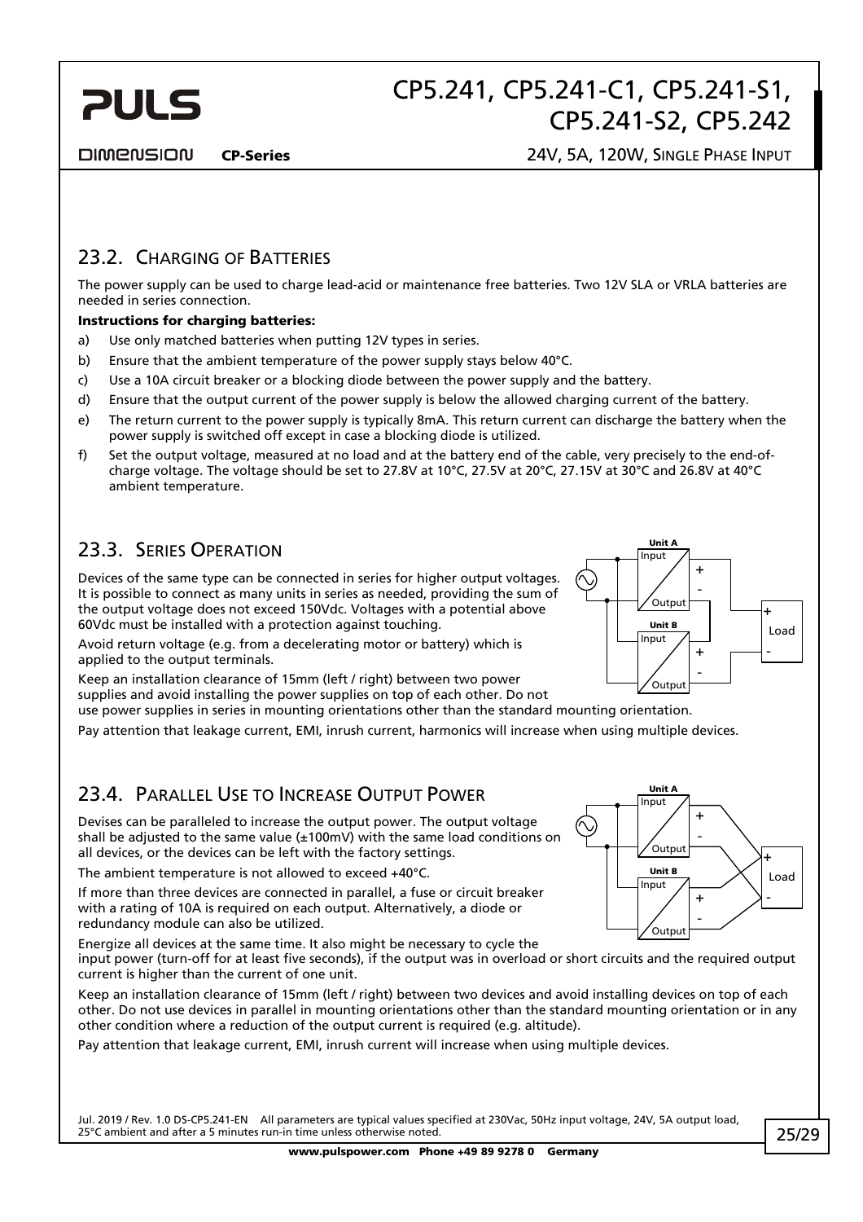## 23.2. Charging of Batteries

The power supply can be used to charge lead-acid or maintenance free batteries. Two 12V SLA or VRLA batteries are needed in series connection.

**Instructions for charging batteries:**

a) Use only matched batteries when putting 12V types in series.

b) Ensure that the ambient temperature of the power supply stays below 40°C.

c) Use a 10A circuit breaker or a blocking diode between the power supply and the battery.

d) Ensure that the output current of the power supply is below the allowed charging current of the battery.

e) The return current to the power supply is typically 8mA. This return current can discharge the battery when the power supply is switched off except in case a blocking diode is utilized.

f) Set the output voltage, measured at no load and at the battery end of the cable, very precisely to the end-of-charge voltage. The voltage should be set to 27.8V at 10°C, 27.5V at 20°C, 27.15V at 30°C and 26.8V at 40°C ambient temperature.

## 23.3. Series Operation

Devices of the same type can be connected in series for higher output voltages. It is possible to connect as many units in series as needed, providing the sum of the output voltage does not exceed 150Vdc. Voltages with a potential above 60Vdc must be installed with a protection against touching.

Avoid return voltage (e.g. from a decelerating motor or battery) which is applied to the output terminals.

Keep an installation clearance of 15mm (left / right) between two power supplies and avoid installing the power supplies on top of each other. Do not use power supplies in series in mounting orientations other than the standard mounting orientation.

Pay attention that leakage current, EMI, inrush current, harmonics will increase when using multiple devices.

## 23.4. Parallel Use to Increase Output Power

Devises can be paralleled to increase the output power. The output voltage shall be adjusted to the same value (±100mV) with the same load conditions on all devices, or the devices can be left with the factory settings.

The ambient temperature is not allowed to exceed +40°C.

If more than three devices are connected in parallel, a fuse or circuit breaker with a rating of 10A is required on each output. Alternatively, a diode or redundancy module can also be utilized.

Energize all devices at the same time. It also might be necessary to cycle the input power (turn-off for at least five seconds), if the output was in overload or short circuits and the required output current is higher than the current of one unit.

Keep an installation clearance of 15mm (left / right) between two devices and avoid installing devices on top of each other. Do not use devices in parallel in mounting orientations other than the standard mounting orientation or in any other condition where a reduction of the output current is required (e.g. altitude).

Pay attention that leakage current, EMI, inrush current will increase when using multiple devices.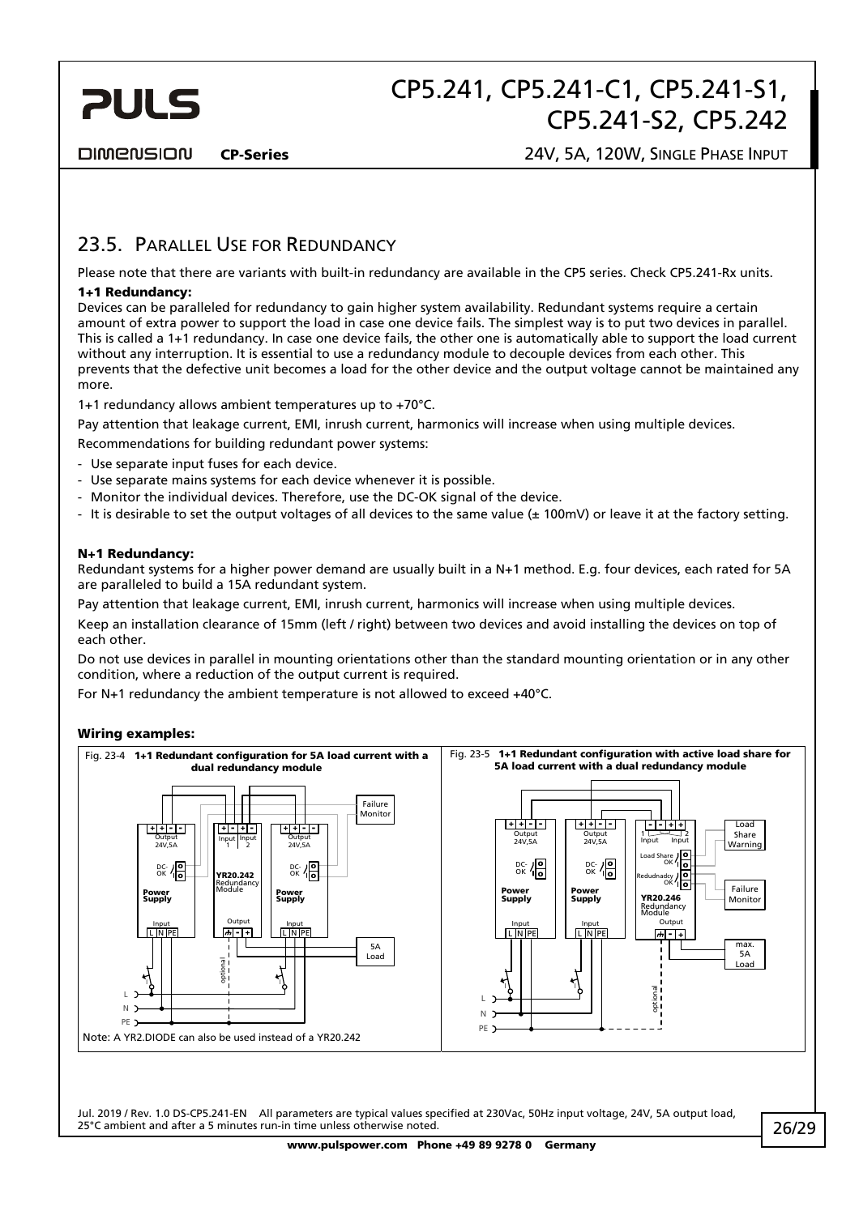## 23.5. Parallel Use for Redundancy

Please note that there are variants with built-in redundancy are available in the CP5 series. Check CP5.241-Rx units.

**1+1 Redundancy:**

Devices can be paralleled for redundancy to gain higher system availability. Redundant systems require a certain amount of extra power to support the load in case one device fails. The simplest way is to put two devices in parallel. This is called a 1+1 redundancy. In case one device fails, the other one is automatically able to support the load current without any interruption. It is essential to use a redundancy module to decouple devices from each other. This prevents that the defective unit becomes a load for the other device and the output voltage cannot be maintained any more.

1+1 redundancy allows ambient temperatures up to +70°C.

Pay attention that leakage current, EMI, inrush current, harmonics will increase when using multiple devices.

Recommendations for building redundant power systems:

- Use separate input fuses for each device.
- Use separate mains systems for each device whenever it is possible.
- Monitor the individual devices. Therefore, use the DC-OK signal of the device.
- It is desirable to set the output voltages of all devices to the same value (± 100mV) or leave it at the factory setting.

**N+1 Redundancy:**

Redundant systems for a higher power demand are usually built in a N+1 method. E.g. four devices, each rated for 5A are paralleled to build a 15A redundant system.

Pay attention that leakage current, EMI, inrush current, harmonics will increase when using multiple devices.

Keep an installation clearance of 15mm (left / right) between two devices and avoid installing the devices on top of each other.

Do not use devices in parallel in mounting orientations other than the standard mounting orientation or in any other condition, where a reduction of the output current is required.

For N+1 redundancy the ambient temperature is not allowed to exceed +40°C.

**Wiring examples:**

Fig. 23-4 **1+1 Redundant configuration for 5A load current with a dual redundancy module**

Note: A YR2.DIODE can also be used instead of a YR20.242

Fig. 23-5 **1+1 Redundant configuration with active load share for 5A load current with a dual redundancy module**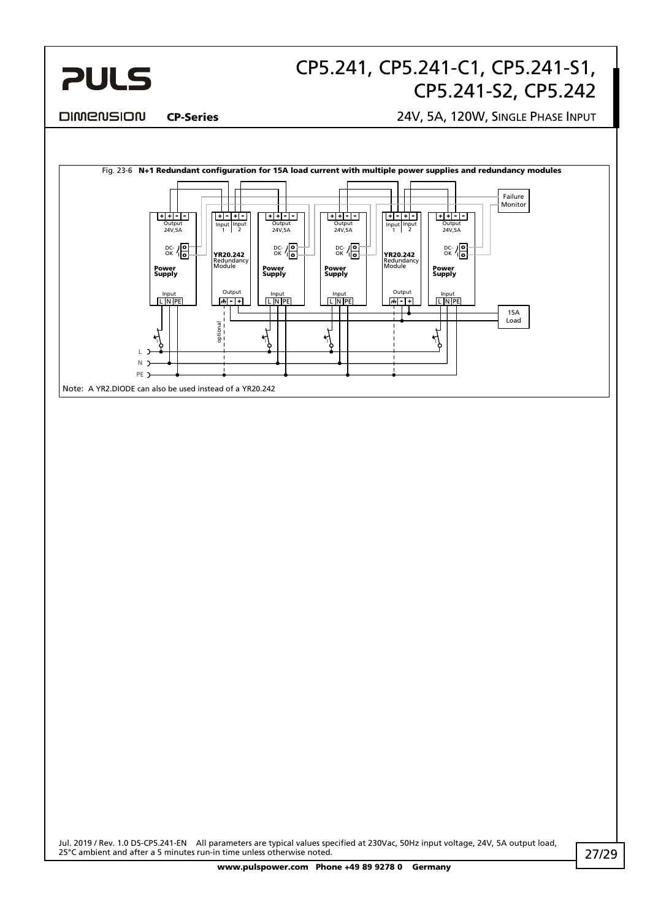Fig. 23-6 **N+1 Redundant configuration for 15A load current with multiple power supplies and redundancy modules**

Note: A YR2.DIODE can also be used instead of a YR20.242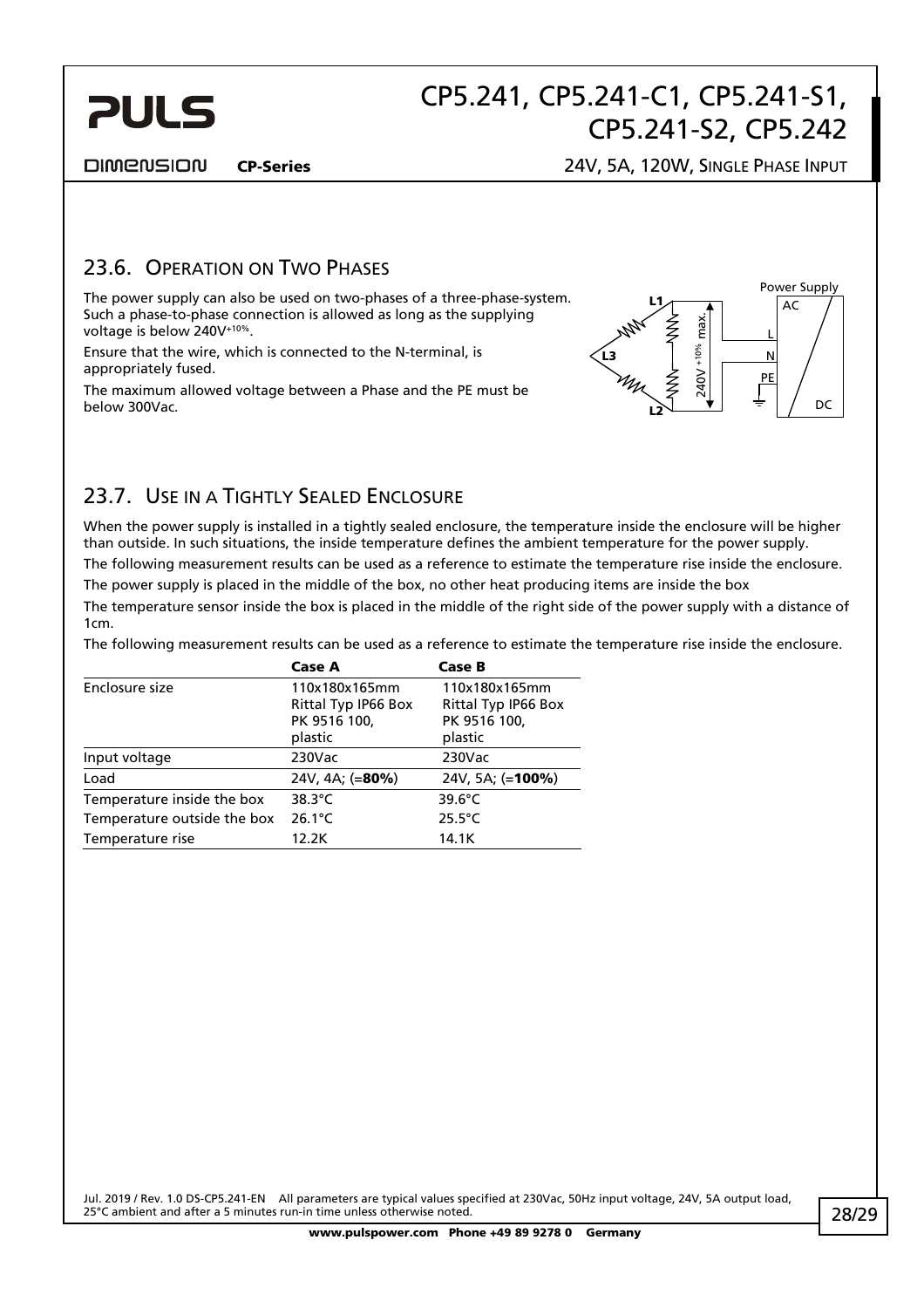## 23.6. Operation on Two Phases

The power supply can also be used on two-phases of a three-phase-system. Such a phase-to-phase connection is allowed as long as the supplying voltage is below 240V$^{+10\%}$.

Ensure that the wire, which is connected to the N-terminal, is appropriately fused.

The maximum allowed voltage between a Phase and the PE must be below 300Vac.

## 23.7. Use in a Tightly Sealed Enclosure

When the power supply is installed in a tightly sealed enclosure, the temperature inside the enclosure will be higher than outside. In such situations, the inside temperature defines the ambient temperature for the power supply.

The following measurement results can be used as a reference to estimate the temperature rise inside the enclosure.

The power supply is placed in the middle of the box, no other heat producing items are inside the box

The temperature sensor inside the box is placed in the middle of the right side of the power supply with a distance of 1cm.

The following measurement results can be used as a reference to estimate the temperature rise inside the enclosure.

| | **Case A** | **Case B** |
|---|---|---|
| Enclosure size | 110x180x165mm Rittal Typ IP66 Box PK 9516 100, plastic | 110x180x165mm Rittal Typ IP66 Box PK 9516 100, plastic |
| Input voltage | 230Vac | 230Vac |
| Load | 24V, 4A; (=**80%**) | 24V, 5A; (=**100%**) |
| Temperature inside the box | 38.3°C | 39.6°C |
| Temperature outside the box | 26.1°C | 25.5°C |
| Temperature rise | 12.2K | 14.1K |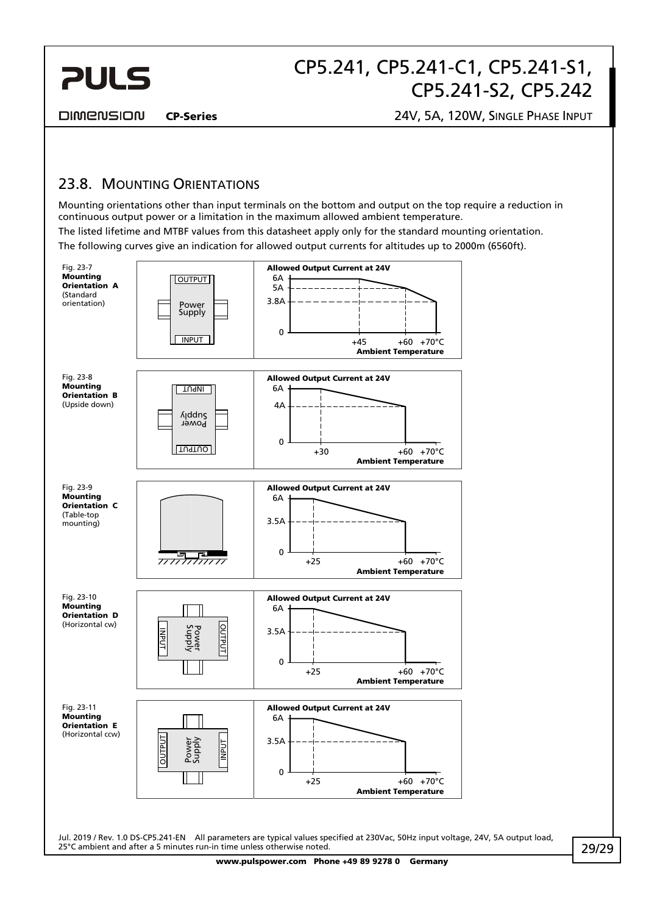## 23.8. Mounting Orientations

Mounting orientations other than input terminals on the bottom and output on the top require a reduction in continuous output power or a limitation in the maximum allowed ambient temperature.

The listed lifetime and MTBF values from this datasheet apply only for the standard mounting orientation.

The following curves give an indication for allowed output currents for altitudes up to 2000m (6560ft).

Fig. 23-7 **Mounting Orientation A** (Standard orientation)

OUTPUT
Power Supply
INPUT

**Allowed Output Current at 24V**
6A
5A
3.8A
0
+45
+60
+70°C
**Ambient Temperature**

Fig. 23-8 **Mounting Orientation B** (Upside down)

INPUT
Power Supply
OUTPUT

**Allowed Output Current at 24V**
6A
4A
0
+30
+60
+70°C
**Ambient Temperature**

Fig. 23-9 **Mounting Orientation C** (Table-top mounting)

**Allowed Output Current at 24V**
6A
3.5A
0
+25
+60
+70°C
**Ambient Temperature**

Fig. 23-10 **Mounting Orientation D** (Horizontal cw)

INPUT
Power Supply
OUTPUT

**Allowed Output Current at 24V**
6A
3.5A
0
+25
+60
+70°C
**Ambient Temperature**

Fig. 23-11 **Mounting Orientation E** (Horizontal ccw)

OUTPUT
Power Supply
INPUT

**Allowed Output Current at 24V**
6A
3.5A
0
+25
+60
+70°C
**Ambient Temperature**